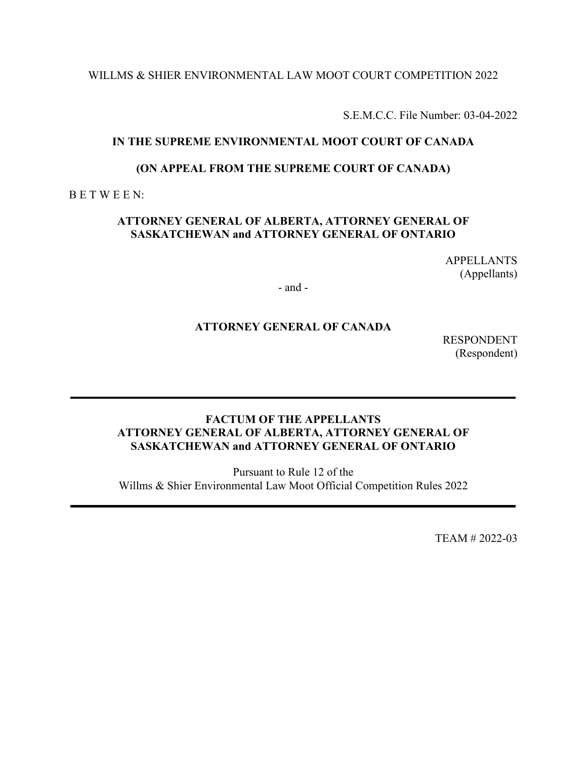WILLMS & SHIER ENVIRONMENTAL LAW MOOT COURT COMPETITION 2022

S.E.M.C.C. File Number: 03-04-2022

**IN THE SUPREME ENVIRONMENTAL MOOT COURT OF CANADA**

**(ON APPEAL FROM THE SUPREME COURT OF CANADA)**

B E T W E E N:

**ATTORNEY GENERAL OF ALBERTA, ATTORNEY GENERAL OF SASKATCHEWAN and ATTORNEY GENERAL OF ONTARIO**

APPELLANTS
(Appellants)

\- and -

**ATTORNEY GENERAL OF CANADA**

RESPONDENT
(Respondent)

---

**FACTUM OF THE APPELLANTS**
**ATTORNEY GENERAL OF ALBERTA, ATTORNEY GENERAL OF SASKATCHEWAN and ATTORNEY GENERAL OF ONTARIO**

Pursuant to Rule 12 of the
Willms & Shier Environmental Law Moot Official Competition Rules 2022

---

TEAM # 2022-03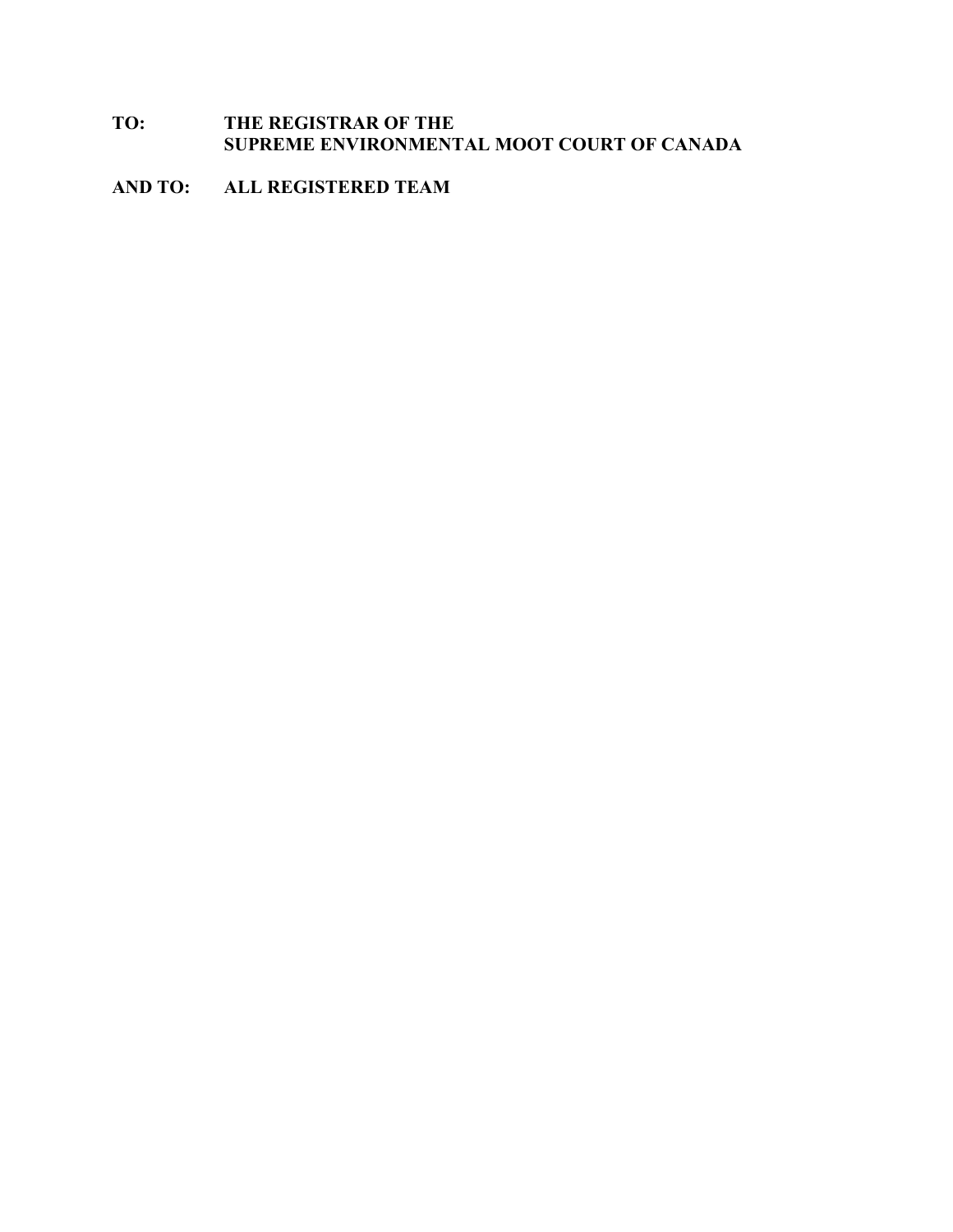**TO:** **THE REGISTRAR OF THE SUPREME ENVIRONMENTAL MOOT COURT OF CANADA**

**AND TO:** **ALL REGISTERED TEAM**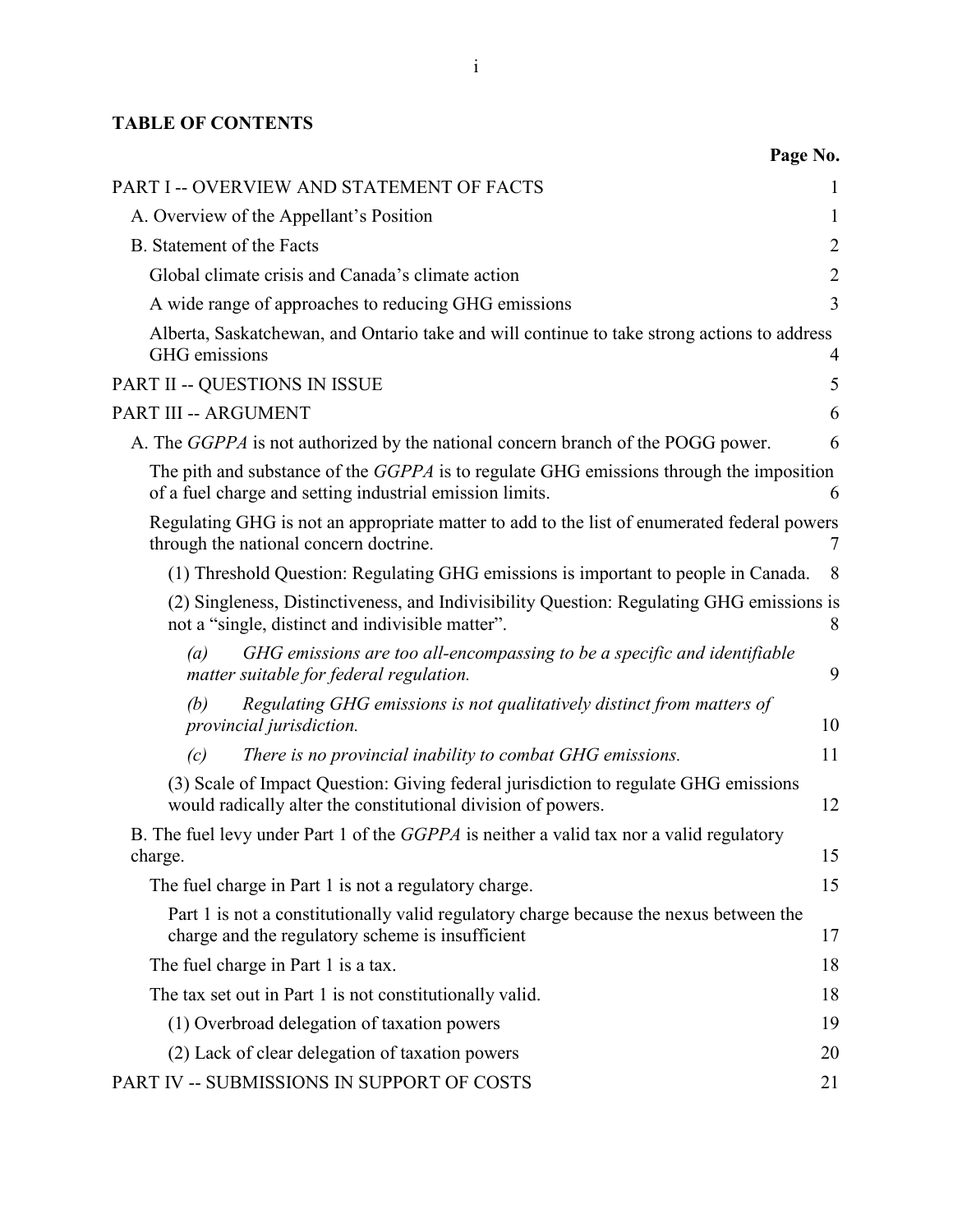**TABLE OF CONTENTS**

| | Page No. |
|---|---|
| PART I -- OVERVIEW AND STATEMENT OF FACTS | 1 |
| A. Overview of the Appellant's Position | 1 |
| B. Statement of the Facts | 2 |
| Global climate crisis and Canada's climate action | 2 |
| A wide range of approaches to reducing GHG emissions | 3 |
| Alberta, Saskatchewan, and Ontario take and will continue to take strong actions to address GHG emissions | 4 |
| PART II -- QUESTIONS IN ISSUE | 5 |
| PART III -- ARGUMENT | 6 |
| A. The *GGPPA* is not authorized by the national concern branch of the POGG power. | 6 |
| The pith and substance of the *GGPPA* is to regulate GHG emissions through the imposition of a fuel charge and setting industrial emission limits. | 6 |
| Regulating GHG is not an appropriate matter to add to the list of enumerated federal powers through the national concern doctrine. | 7 |
| (1) Threshold Question: Regulating GHG emissions is important to people in Canada. | 8 |
| (2) Singleness, Distinctiveness, and Indivisibility Question: Regulating GHG emissions is not a "single, distinct and indivisible matter". | 8 |
| *(a) GHG emissions are too all-encompassing to be a specific and identifiable matter suitable for federal regulation.* | 9 |
| *(b) Regulating GHG emissions is not qualitatively distinct from matters of provincial jurisdiction.* | 10 |
| *(c) There is no provincial inability to combat GHG emissions.* | 11 |
| (3) Scale of Impact Question: Giving federal jurisdiction to regulate GHG emissions would radically alter the constitutional division of powers. | 12 |
| B. The fuel levy under Part 1 of the *GGPPA* is neither a valid tax nor a valid regulatory charge. | 15 |
| The fuel charge in Part 1 is not a regulatory charge. | 15 |
| Part 1 is not a constitutionally valid regulatory charge because the nexus between the charge and the regulatory scheme is insufficient | 17 |
| The fuel charge in Part 1 is a tax. | 18 |
| The tax set out in Part 1 is not constitutionally valid. | 18 |
| (1) Overbroad delegation of taxation powers | 19 |
| (2) Lack of clear delegation of taxation powers | 20 |
| PART IV -- SUBMISSIONS IN SUPPORT OF COSTS | 21 |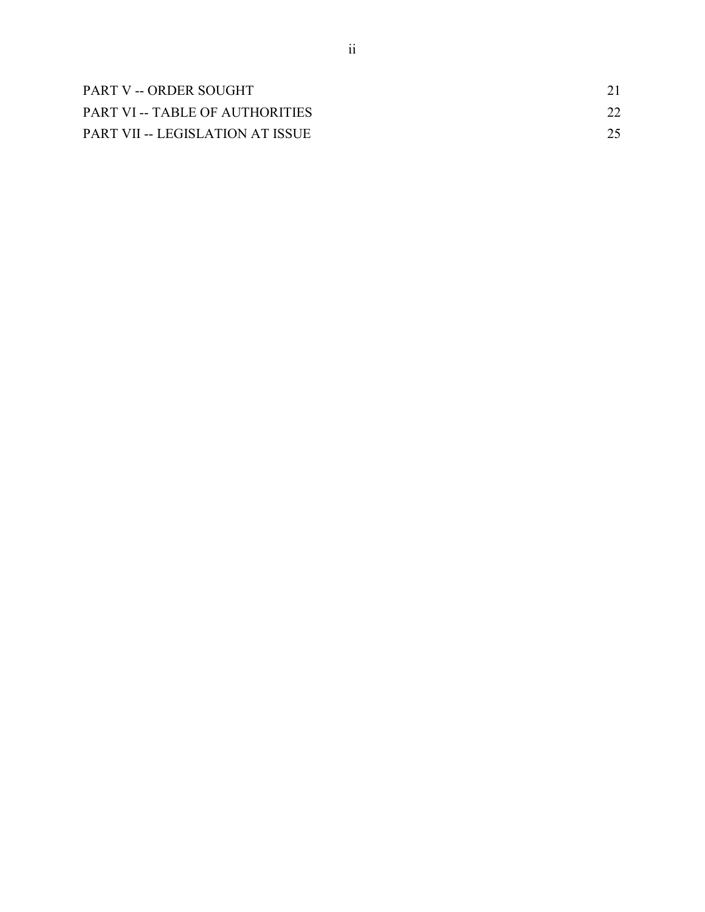| | |
|---|---|
| PART V -- ORDER SOUGHT | 21 |
| PART VI -- TABLE OF AUTHORITIES | 22 |
| PART VII -- LEGISLATION AT ISSUE | 25 |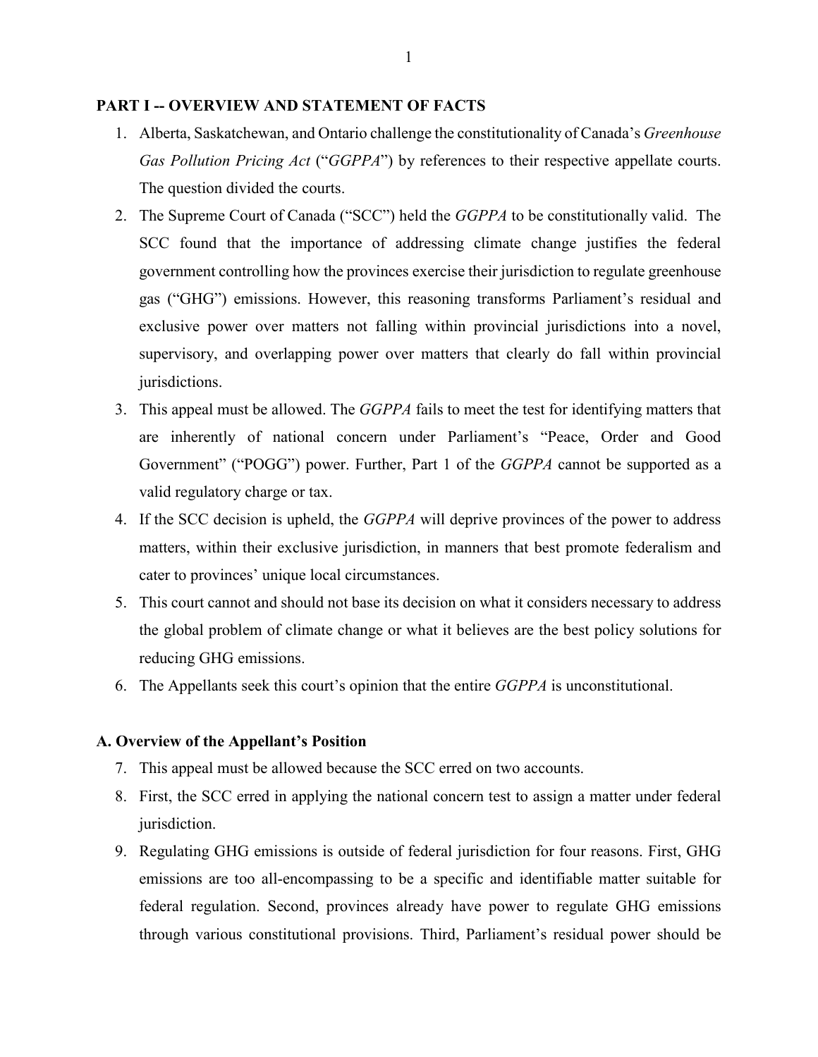## PART I -- OVERVIEW AND STATEMENT OF FACTS

1. Alberta, Saskatchewan, and Ontario challenge the constitutionality of Canada's *Greenhouse Gas Pollution Pricing Act* ("*GGPPA*") by references to their respective appellate courts. The question divided the courts.
2. The Supreme Court of Canada ("SCC") held the *GGPPA* to be constitutionally valid. The SCC found that the importance of addressing climate change justifies the federal government controlling how the provinces exercise their jurisdiction to regulate greenhouse gas ("GHG") emissions. However, this reasoning transforms Parliament's residual and exclusive power over matters not falling within provincial jurisdictions into a novel, supervisory, and overlapping power over matters that clearly do fall within provincial jurisdictions.
3. This appeal must be allowed. The *GGPPA* fails to meet the test for identifying matters that are inherently of national concern under Parliament's "Peace, Order and Good Government" ("POGG") power. Further, Part 1 of the *GGPPA* cannot be supported as a valid regulatory charge or tax.
4. If the SCC decision is upheld, the *GGPPA* will deprive provinces of the power to address matters, within their exclusive jurisdiction, in manners that best promote federalism and cater to provinces' unique local circumstances.
5. This court cannot and should not base its decision on what it considers necessary to address the global problem of climate change or what it believes are the best policy solutions for reducing GHG emissions.
6. The Appellants seek this court's opinion that the entire *GGPPA* is unconstitutional.

### A. Overview of the Appellant's Position

7. This appeal must be allowed because the SCC erred on two accounts.
8. First, the SCC erred in applying the national concern test to assign a matter under federal jurisdiction.
9. Regulating GHG emissions is outside of federal jurisdiction for four reasons. First, GHG emissions are too all-encompassing to be a specific and identifiable matter suitable for federal regulation. Second, provinces already have power to regulate GHG emissions through various constitutional provisions. Third, Parliament's residual power should be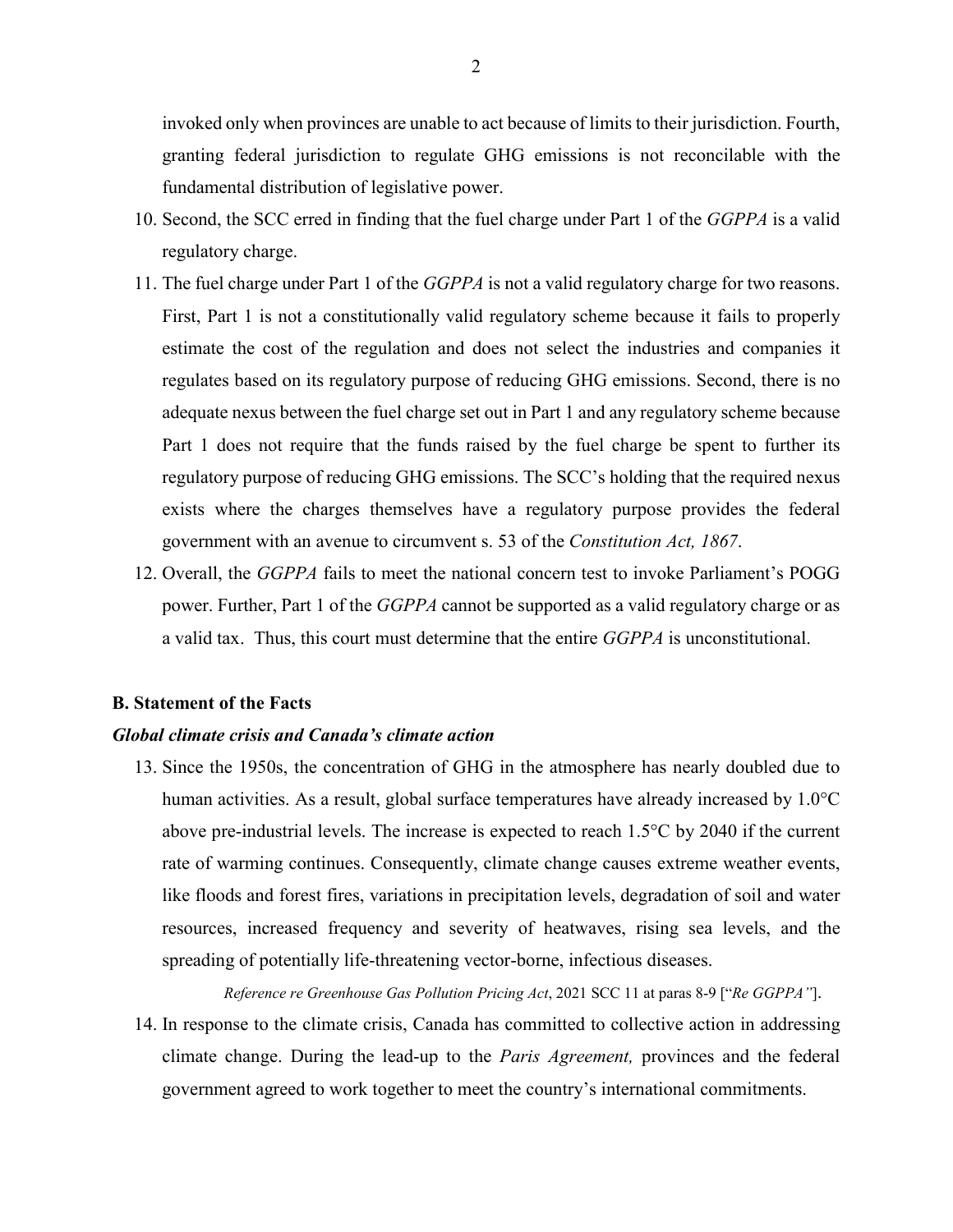invoked only when provinces are unable to act because of limits to their jurisdiction. Fourth, granting federal jurisdiction to regulate GHG emissions is not reconcilable with the fundamental distribution of legislative power.

10. Second, the SCC erred in finding that the fuel charge under Part 1 of the *GGPPA* is a valid regulatory charge.

11. The fuel charge under Part 1 of the *GGPPA* is not a valid regulatory charge for two reasons. First, Part 1 is not a constitutionally valid regulatory scheme because it fails to properly estimate the cost of the regulation and does not select the industries and companies it regulates based on its regulatory purpose of reducing GHG emissions. Second, there is no adequate nexus between the fuel charge set out in Part 1 and any regulatory scheme because Part 1 does not require that the funds raised by the fuel charge be spent to further its regulatory purpose of reducing GHG emissions. The SCC's holding that the required nexus exists where the charges themselves have a regulatory purpose provides the federal government with an avenue to circumvent s. 53 of the *Constitution Act, 1867*.

12. Overall, the *GGPPA* fails to meet the national concern test to invoke Parliament's POGG power. Further, Part 1 of the *GGPPA* cannot be supported as a valid regulatory charge or as a valid tax. Thus, this court must determine that the entire *GGPPA* is unconstitutional.

### B. Statement of the Facts

#### *Global climate crisis and Canada's climate action*

13. Since the 1950s, the concentration of GHG in the atmosphere has nearly doubled due to human activities. As a result, global surface temperatures have already increased by 1.0°C above pre-industrial levels. The increase is expected to reach 1.5°C by 2040 if the current rate of warming continues. Consequently, climate change causes extreme weather events, like floods and forest fires, variations in precipitation levels, degradation of soil and water resources, increased frequency and severity of heatwaves, rising sea levels, and the spreading of potentially life-threatening vector-borne, infectious diseases.

    *Reference re Greenhouse Gas Pollution Pricing Act*, 2021 SCC 11 at paras 8-9 ["*Re GGPPA"*].

14. In response to the climate crisis, Canada has committed to collective action in addressing climate change. During the lead-up to the *Paris Agreement,* provinces and the federal government agreed to work together to meet the country's international commitments.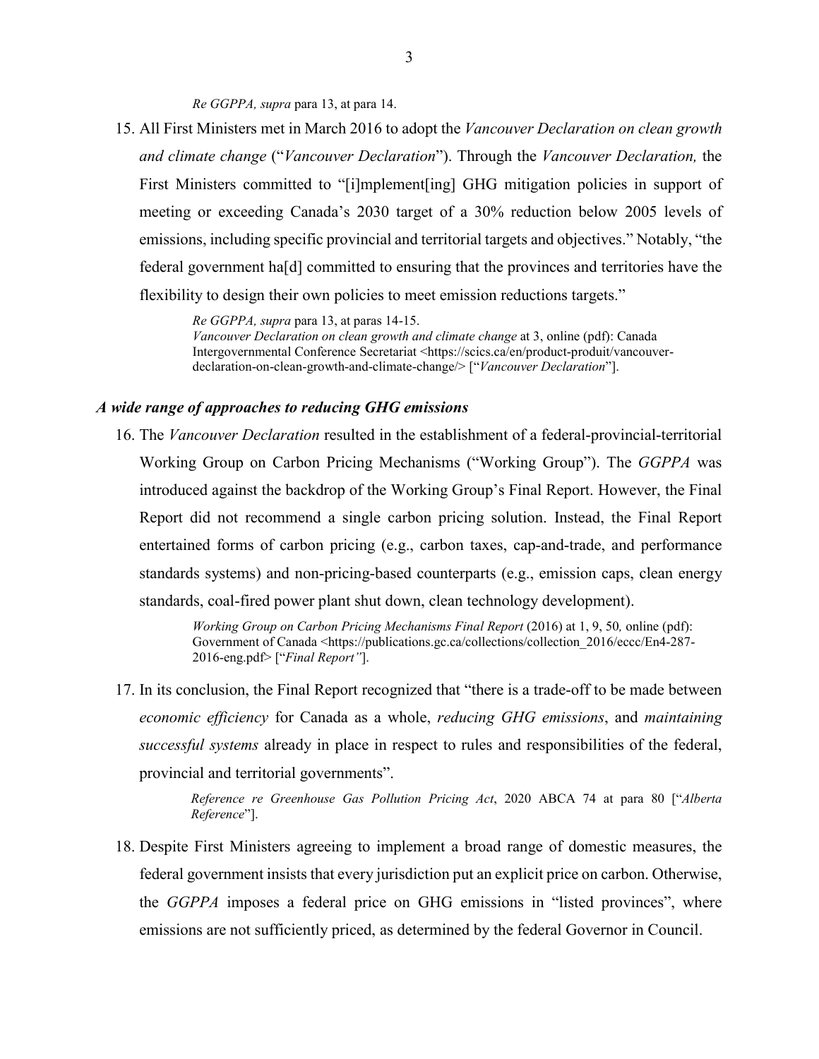*Re GGPPA, supra* para 13, at para 14.

15. All First Ministers met in March 2016 to adopt the *Vancouver Declaration on clean growth and climate change* ("*Vancouver Declaration*"). Through the *Vancouver Declaration,* the First Ministers committed to "[i]mplement[ing] GHG mitigation policies in support of meeting or exceeding Canada's 2030 target of a 30% reduction below 2005 levels of emissions, including specific provincial and territorial targets and objectives." Notably, "the federal government ha[d] committed to ensuring that the provinces and territories have the flexibility to design their own policies to meet emission reductions targets."

    *Re GGPPA, supra* para 13, at paras 14-15.
    *Vancouver Declaration on clean growth and climate change* at 3, online (pdf): Canada Intergovernmental Conference Secretariat <https://scics.ca/en/product-produit/vancouver-declaration-on-clean-growth-and-climate-change/> ["*Vancouver Declaration*"].

### *A wide range of approaches to reducing GHG emissions*

16. The *Vancouver Declaration* resulted in the establishment of a federal-provincial-territorial Working Group on Carbon Pricing Mechanisms ("Working Group"). The *GGPPA* was introduced against the backdrop of the Working Group's Final Report. However, the Final Report did not recommend a single carbon pricing solution. Instead, the Final Report entertained forms of carbon pricing (e.g., carbon taxes, cap-and-trade, and performance standards systems) and non-pricing-based counterparts (e.g., emission caps, clean energy standards, coal-fired power plant shut down, clean technology development).

    *Working Group on Carbon Pricing Mechanisms Final Report* (2016) at 1, 9, 50*,* online (pdf): Government of Canada <https://publications.gc.ca/collections/collection_2016/eccc/En4-287-2016-eng.pdf> ["*Final Report"*].

17. In its conclusion, the Final Report recognized that "there is a trade-off to be made between *economic efficiency* for Canada as a whole, *reducing GHG emissions*, and *maintaining successful systems* already in place in respect to rules and responsibilities of the federal, provincial and territorial governments".

    *Reference re Greenhouse Gas Pollution Pricing Act*, 2020 ABCA 74 at para 80 ["*Alberta Reference*"].

18. Despite First Ministers agreeing to implement a broad range of domestic measures, the federal government insists that every jurisdiction put an explicit price on carbon. Otherwise, the *GGPPA* imposes a federal price on GHG emissions in "listed provinces", where emissions are not sufficiently priced, as determined by the federal Governor in Council.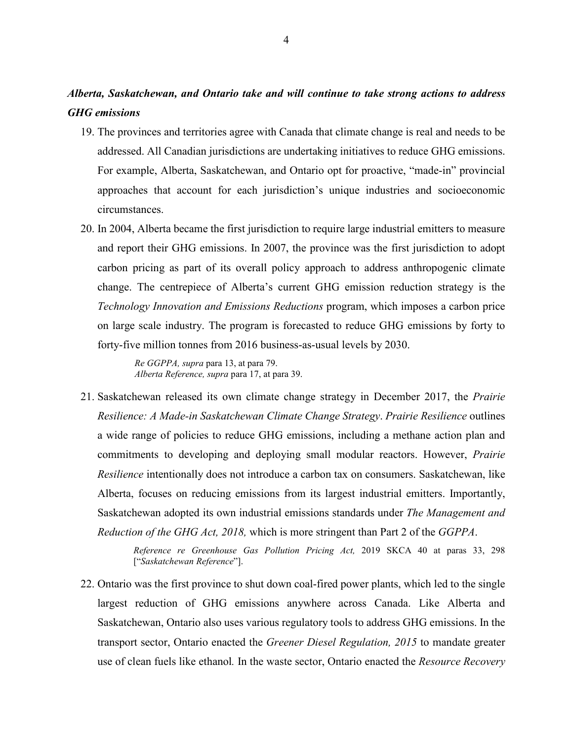***Alberta, Saskatchewan, and Ontario take and will continue to take strong actions to address GHG emissions***

19. The provinces and territories agree with Canada that climate change is real and needs to be addressed. All Canadian jurisdictions are undertaking initiatives to reduce GHG emissions. For example, Alberta, Saskatchewan, and Ontario opt for proactive, "made-in" provincial approaches that account for each jurisdiction's unique industries and socioeconomic circumstances.

20. In 2004, Alberta became the first jurisdiction to require large industrial emitters to measure and report their GHG emissions. In 2007, the province was the first jurisdiction to adopt carbon pricing as part of its overall policy approach to address anthropogenic climate change. The centrepiece of Alberta's current GHG emission reduction strategy is the *Technology Innovation and Emissions Reductions* program, which imposes a carbon price on large scale industry. The program is forecasted to reduce GHG emissions by forty to forty-five million tonnes from 2016 business-as-usual levels by 2030.

    *Re GGPPA, supra* para 13, at para 79.
    *Alberta Reference, supra* para 17, at para 39.

21. Saskatchewan released its own climate change strategy in December 2017, the *Prairie Resilience: A Made-in Saskatchewan Climate Change Strategy*. *Prairie Resilience* outlines a wide range of policies to reduce GHG emissions, including a methane action plan and commitments to developing and deploying small modular reactors. However, *Prairie Resilience* intentionally does not introduce a carbon tax on consumers. Saskatchewan, like Alberta, focuses on reducing emissions from its largest industrial emitters. Importantly, Saskatchewan adopted its own industrial emissions standards under *The Management and Reduction of the GHG Act, 2018,* which is more stringent than Part 2 of the *GGPPA*.

    *Reference re Greenhouse Gas Pollution Pricing Act,* 2019 SKCA 40 at paras 33, 298 ["*Saskatchewan Reference*"].

22. Ontario was the first province to shut down coal-fired power plants, which led to the single largest reduction of GHG emissions anywhere across Canada. Like Alberta and Saskatchewan, Ontario also uses various regulatory tools to address GHG emissions. In the transport sector, Ontario enacted the *Greener Diesel Regulation, 2015* to mandate greater use of clean fuels like ethanol. In the waste sector, Ontario enacted the *Resource Recovery*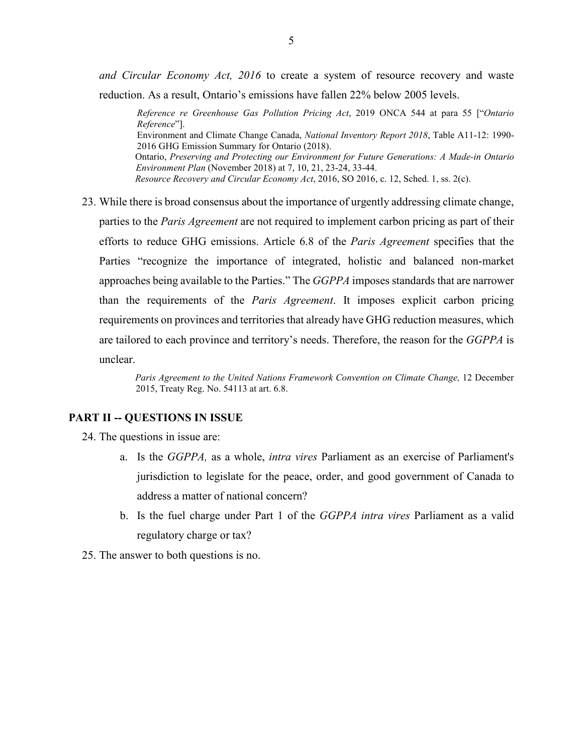*and Circular Economy Act, 2016* to create a system of resource recovery and waste reduction. As a result, Ontario's emissions have fallen 22% below 2005 levels.

> *Reference re Greenhouse Gas Pollution Pricing Act*, 2019 ONCA 544 at para 55 ["*Ontario Reference*"].
> Environment and Climate Change Canada, *National Inventory Report 2018*, Table A11-12: 1990-2016 GHG Emission Summary for Ontario (2018).
> Ontario, *Preserving and Protecting our Environment for Future Generations: A Made-in Ontario Environment Plan* (November 2018) at 7, 10, 21, 23-24, 33-44.
> *Resource Recovery and Circular Economy Act*, 2016, SO 2016, c. 12, Sched. 1, ss. 2(c).

23. While there is broad consensus about the importance of urgently addressing climate change, parties to the *Paris Agreement* are not required to implement carbon pricing as part of their efforts to reduce GHG emissions. Article 6.8 of the *Paris Agreement* specifies that the Parties "recognize the importance of integrated, holistic and balanced non-market approaches being available to the Parties." The *GGPPA* imposes standards that are narrower than the requirements of the *Paris Agreement*. It imposes explicit carbon pricing requirements on provinces and territories that already have GHG reduction measures, which are tailored to each province and territory's needs. Therefore, the reason for the *GGPPA* is unclear.

> *Paris Agreement to the United Nations Framework Convention on Climate Change,* 12 December 2015, Treaty Reg. No. 54113 at art. 6.8.

## PART II -- QUESTIONS IN ISSUE

24. The questions in issue are:

    a. Is the *GGPPA,* as a whole, *intra vires* Parliament as an exercise of Parliament's jurisdiction to legislate for the peace, order, and good government of Canada to address a matter of national concern?

    b. Is the fuel charge under Part 1 of the *GGPPA intra vires* Parliament as a valid regulatory charge or tax?

25. The answer to both questions is no.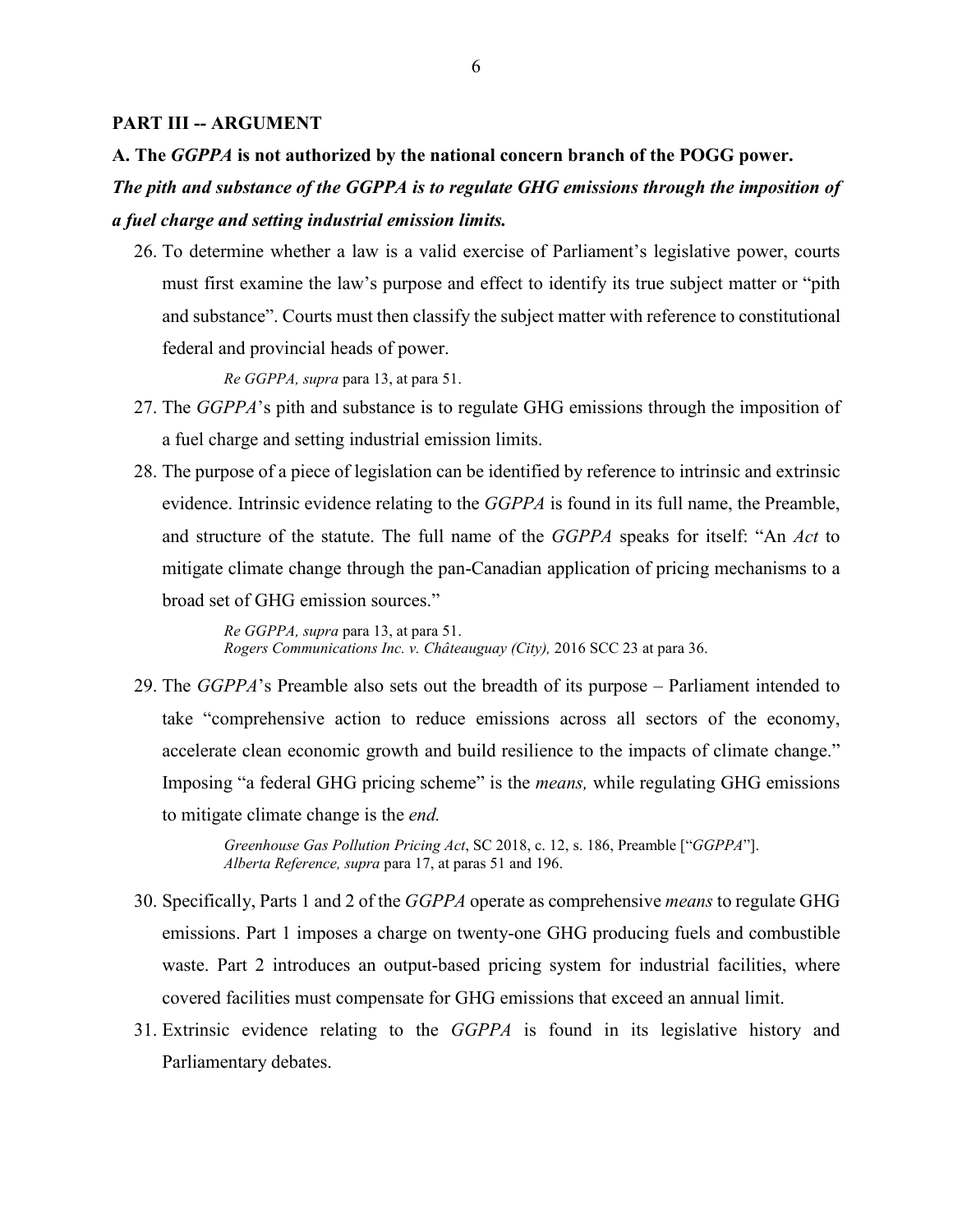## PART III -- ARGUMENT

### A. The *GGPPA* is not authorized by the national concern branch of the POGG power.

***The pith and substance of the GGPPA is to regulate GHG emissions through the imposition of a fuel charge and setting industrial emission limits.***

26. To determine whether a law is a valid exercise of Parliament's legislative power, courts must first examine the law's purpose and effect to identify its true subject matter or "pith and substance". Courts must then classify the subject matter with reference to constitutional federal and provincial heads of power.

    *Re GGPPA, supra* para 13, at para 51.

27. The *GGPPA*'s pith and substance is to regulate GHG emissions through the imposition of a fuel charge and setting industrial emission limits.

28. The purpose of a piece of legislation can be identified by reference to intrinsic and extrinsic evidence. Intrinsic evidence relating to the *GGPPA* is found in its full name, the Preamble, and structure of the statute. The full name of the *GGPPA* speaks for itself: "An *Act* to mitigate climate change through the pan-Canadian application of pricing mechanisms to a broad set of GHG emission sources."

    *Re GGPPA, supra* para 13, at para 51.
    *Rogers Communications Inc. v. Châteauguay (City),* 2016 SCC 23 at para 36.

29. The *GGPPA*'s Preamble also sets out the breadth of its purpose – Parliament intended to take "comprehensive action to reduce emissions across all sectors of the economy, accelerate clean economic growth and build resilience to the impacts of climate change." Imposing "a federal GHG pricing scheme" is the *means,* while regulating GHG emissions to mitigate climate change is the *end.*

    *Greenhouse Gas Pollution Pricing Act*, SC 2018, c. 12, s. 186, Preamble ["*GGPPA*"].
    *Alberta Reference, supra* para 17, at paras 51 and 196.

30. Specifically, Parts 1 and 2 of the *GGPPA* operate as comprehensive *means* to regulate GHG emissions. Part 1 imposes a charge on twenty-one GHG producing fuels and combustible waste. Part 2 introduces an output-based pricing system for industrial facilities, where covered facilities must compensate for GHG emissions that exceed an annual limit.

31. Extrinsic evidence relating to the *GGPPA* is found in its legislative history and Parliamentary debates.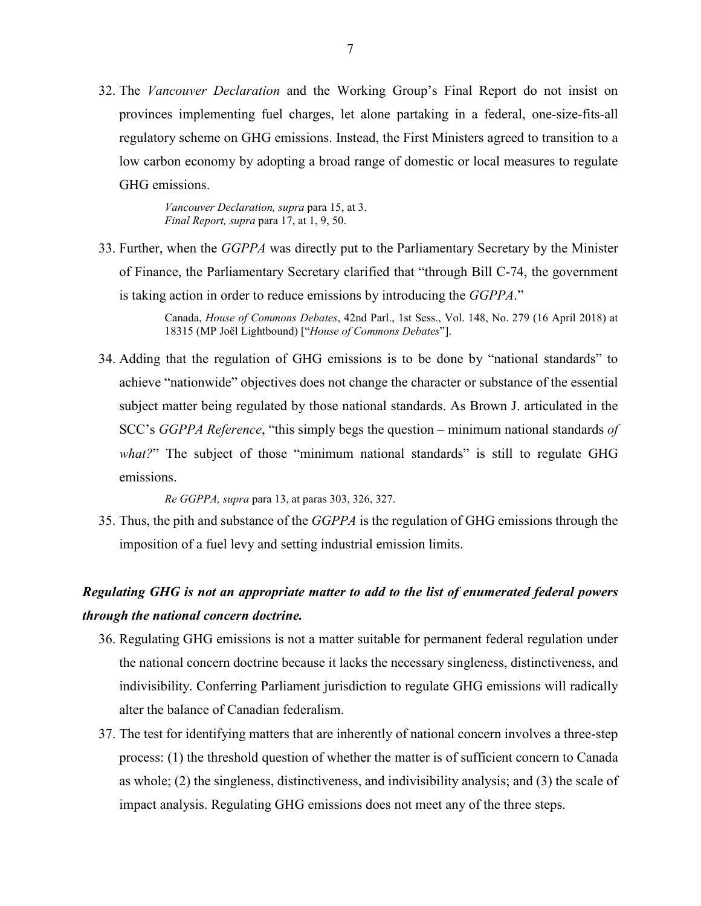32. The *Vancouver Declaration* and the Working Group's Final Report do not insist on provinces implementing fuel charges, let alone partaking in a federal, one-size-fits-all regulatory scheme on GHG emissions. Instead, the First Ministers agreed to transition to a low carbon economy by adopting a broad range of domestic or local measures to regulate GHG emissions.

    > *Vancouver Declaration, supra* para 15, at 3.
    > *Final Report, supra* para 17, at 1, 9, 50.

33. Further, when the *GGPPA* was directly put to the Parliamentary Secretary by the Minister of Finance, the Parliamentary Secretary clarified that "through Bill C-74, the government is taking action in order to reduce emissions by introducing the *GGPPA*."

    > Canada, *House of Commons Debates*, 42nd Parl., 1st Sess., Vol. 148, No. 279 (16 April 2018) at 18315 (MP Joël Lightbound) ["*House of Commons Debates*"].

34. Adding that the regulation of GHG emissions is to be done by "national standards" to achieve "nationwide" objectives does not change the character or substance of the essential subject matter being regulated by those national standards. As Brown J. articulated in the SCC's *GGPPA Reference*, "this simply begs the question – minimum national standards *of what?*" The subject of those "minimum national standards" is still to regulate GHG emissions.

    > *Re GGPPA, supra* para 13, at paras 303, 326, 327.

35. Thus, the pith and substance of the *GGPPA* is the regulation of GHG emissions through the imposition of a fuel levy and setting industrial emission limits.

***Regulating GHG is not an appropriate matter to add to the list of enumerated federal powers through the national concern doctrine.***

36. Regulating GHG emissions is not a matter suitable for permanent federal regulation under the national concern doctrine because it lacks the necessary singleness, distinctiveness, and indivisibility. Conferring Parliament jurisdiction to regulate GHG emissions will radically alter the balance of Canadian federalism.

37. The test for identifying matters that are inherently of national concern involves a three-step process: (1) the threshold question of whether the matter is of sufficient concern to Canada as whole; (2) the singleness, distinctiveness, and indivisibility analysis; and (3) the scale of impact analysis. Regulating GHG emissions does not meet any of the three steps.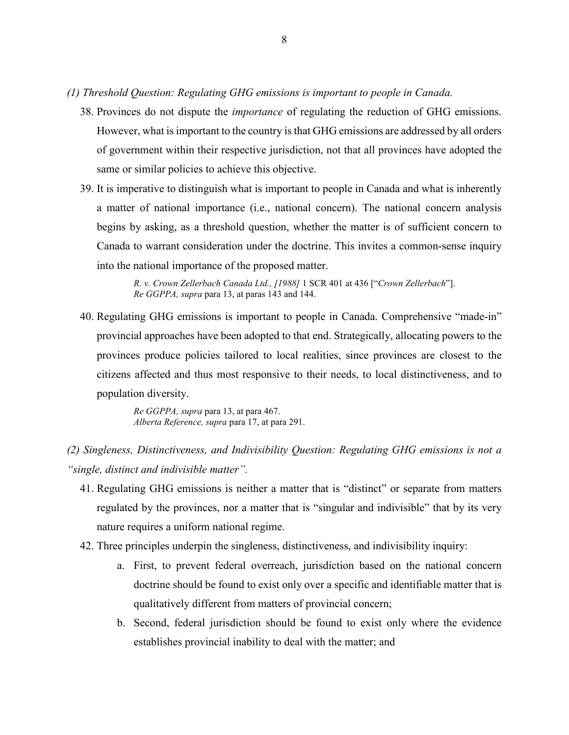*(1) Threshold Question: Regulating GHG emissions is important to people in Canada.*

38. Provinces do not dispute the *importance* of regulating the reduction of GHG emissions. However, what is important to the country is that GHG emissions are addressed by all orders of government within their respective jurisdiction, not that all provinces have adopted the same or similar policies to achieve this objective.

39. It is imperative to distinguish what is important to people in Canada and what is inherently a matter of national importance (i.e., national concern). The national concern analysis begins by asking, as a threshold question, whether the matter is of sufficient concern to Canada to warrant consideration under the doctrine. This invites a common-sense inquiry into the national importance of the proposed matter.

    > *R. v. Crown Zellerbach Canada Ltd., [1988]* 1 SCR 401 at 436 ["*Crown Zellerbach*"].
    > *Re GGPPA, supra* para 13, at paras 143 and 144.

40. Regulating GHG emissions is important to people in Canada. Comprehensive "made-in" provincial approaches have been adopted to that end. Strategically, allocating powers to the provinces produce policies tailored to local realities, since provinces are closest to the citizens affected and thus most responsive to their needs, to local distinctiveness, and to population diversity.

    > *Re GGPPA, supra* para 13, at para 467.
    > *Alberta Reference, supra* para 17, at para 291.

*(2) Singleness, Distinctiveness, and Indivisibility Question: Regulating GHG emissions is not a "single, distinct and indivisible matter".*

41. Regulating GHG emissions is neither a matter that is "distinct" or separate from matters regulated by the provinces, nor a matter that is "singular and indivisible" that by its very nature requires a uniform national regime.

42. Three principles underpin the singleness, distinctiveness, and indivisibility inquiry:

    a. First, to prevent federal overreach, jurisdiction based on the national concern doctrine should be found to exist only over a specific and identifiable matter that is qualitatively different from matters of provincial concern;

    b. Second, federal jurisdiction should be found to exist only where the evidence establishes provincial inability to deal with the matter; and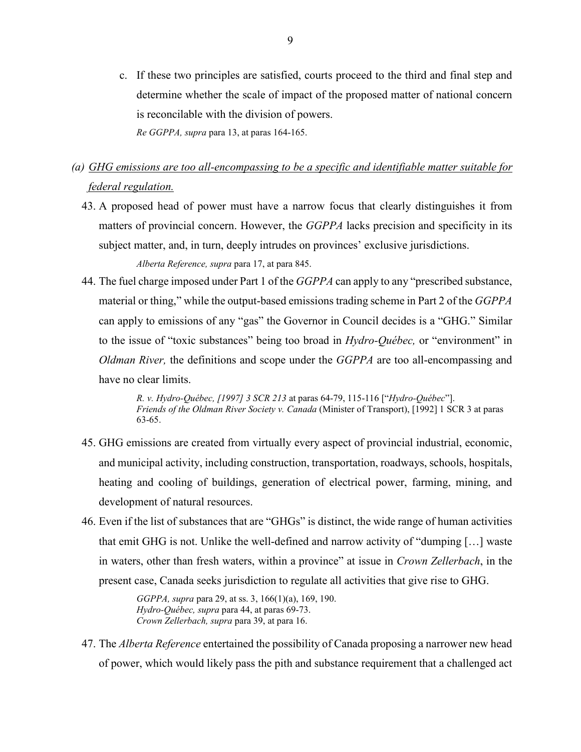c. If these two principles are satisfied, courts proceed to the third and final step and determine whether the scale of impact of the proposed matter of national concern is reconcilable with the division of powers.

   *Re GGPPA, supra* para 13, at paras 164-165.

### (a) <u>*GHG emissions are too all-encompassing to be a specific and identifiable matter suitable for federal regulation.*</u>

43. A proposed head of power must have a narrow focus that clearly distinguishes it from matters of provincial concern. However, the *GGPPA* lacks precision and specificity in its subject matter, and, in turn, deeply intrudes on provinces' exclusive jurisdictions.

    *Alberta Reference, supra* para 17, at para 845.

44. The fuel charge imposed under Part 1 of the *GGPPA* can apply to any "prescribed substance, material or thing," while the output-based emissions trading scheme in Part 2 of the *GGPPA* can apply to emissions of any "gas" the Governor in Council decides is a "GHG." Similar to the issue of "toxic substances" being too broad in *Hydro-Québec,* or "environment" in *Oldman River,* the definitions and scope under the *GGPPA* are too all-encompassing and have no clear limits.

    *R. v. Hydro-Québec, [1997] 3 SCR 213* at paras 64-79, 115-116 ["*Hydro-Québec*"].
    *Friends of the Oldman River Society v. Canada* (Minister of Transport), [1992] 1 SCR 3 at paras 63-65.

45. GHG emissions are created from virtually every aspect of provincial industrial, economic, and municipal activity, including construction, transportation, roadways, schools, hospitals, heating and cooling of buildings, generation of electrical power, farming, mining, and development of natural resources.

46. Even if the list of substances that are "GHGs" is distinct, the wide range of human activities that emit GHG is not. Unlike the well-defined and narrow activity of "dumping […] waste in waters, other than fresh waters, within a province" at issue in *Crown Zellerbach*, in the present case, Canada seeks jurisdiction to regulate all activities that give rise to GHG.

    *GGPPA, supra* para 29, at ss. 3, 166(1)(a), 169, 190.
    *Hydro-Québec, supra* para 44, at paras 69-73.
    *Crown Zellerbach, supra* para 39, at para 16.

47. The *Alberta Reference* entertained the possibility of Canada proposing a narrower new head of power, which would likely pass the pith and substance requirement that a challenged act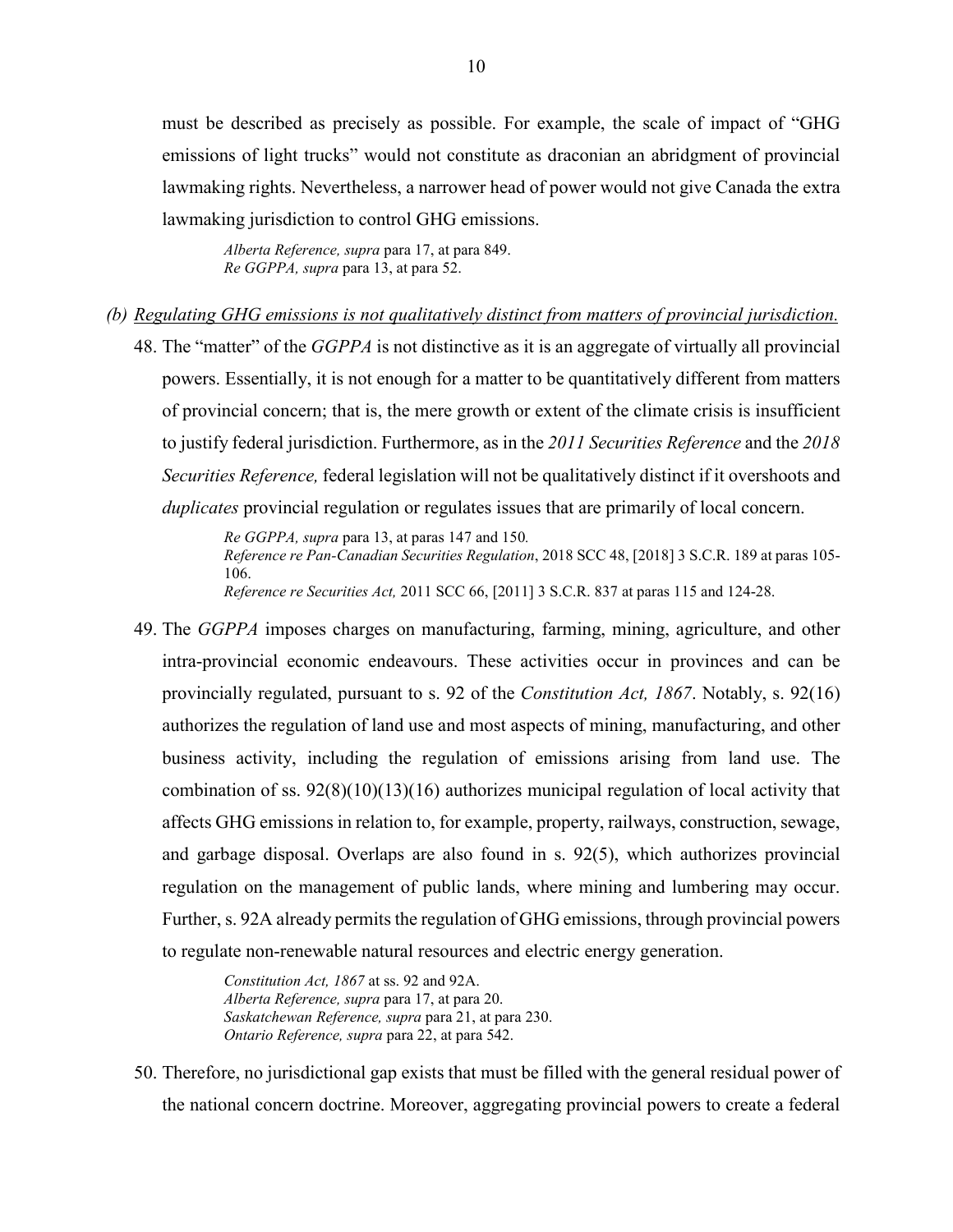must be described as precisely as possible. For example, the scale of impact of "GHG emissions of light trucks" would not constitute as draconian an abridgment of provincial lawmaking rights. Nevertheless, a narrower head of power would not give Canada the extra lawmaking jurisdiction to control GHG emissions.

> *Alberta Reference, supra* para 17, at para 849.
> *Re GGPPA, supra* para 13, at para 52.

*(b) Regulating GHG emissions is not qualitatively distinct from matters of provincial jurisdiction.*

48. The "matter" of the *GGPPA* is not distinctive as it is an aggregate of virtually all provincial powers. Essentially, it is not enough for a matter to be quantitatively different from matters of provincial concern; that is, the mere growth or extent of the climate crisis is insufficient to justify federal jurisdiction. Furthermore, as in the *2011 Securities Reference* and the *2018 Securities Reference,* federal legislation will not be qualitatively distinct if it overshoots and *duplicates* provincial regulation or regulates issues that are primarily of local concern.

> *Re GGPPA, supra* para 13, at paras 147 and 150*.*
> *Reference re Pan-Canadian Securities Regulation*, 2018 SCC 48, [2018] 3 S.C.R. 189 at paras 105-106.
> *Reference re Securities Act,* 2011 SCC 66, [2011] 3 S.C.R. 837 at paras 115 and 124-28.

49. The *GGPPA* imposes charges on manufacturing, farming, mining, agriculture, and other intra-provincial economic endeavours. These activities occur in provinces and can be provincially regulated, pursuant to s. 92 of the *Constitution Act, 1867*. Notably, s. 92(16) authorizes the regulation of land use and most aspects of mining, manufacturing, and other business activity, including the regulation of emissions arising from land use. The combination of ss. 92(8)(10)(13)(16) authorizes municipal regulation of local activity that affects GHG emissions in relation to, for example, property, railways, construction, sewage, and garbage disposal. Overlaps are also found in s. 92(5), which authorizes provincial regulation on the management of public lands, where mining and lumbering may occur. Further, s. 92A already permits the regulation of GHG emissions, through provincial powers to regulate non-renewable natural resources and electric energy generation.

> *Constitution Act, 1867* at ss. 92 and 92A.
> *Alberta Reference, supra* para 17, at para 20.
> *Saskatchewan Reference, supra* para 21, at para 230.
> *Ontario Reference, supra* para 22, at para 542.

50. Therefore, no jurisdictional gap exists that must be filled with the general residual power of the national concern doctrine. Moreover, aggregating provincial powers to create a federal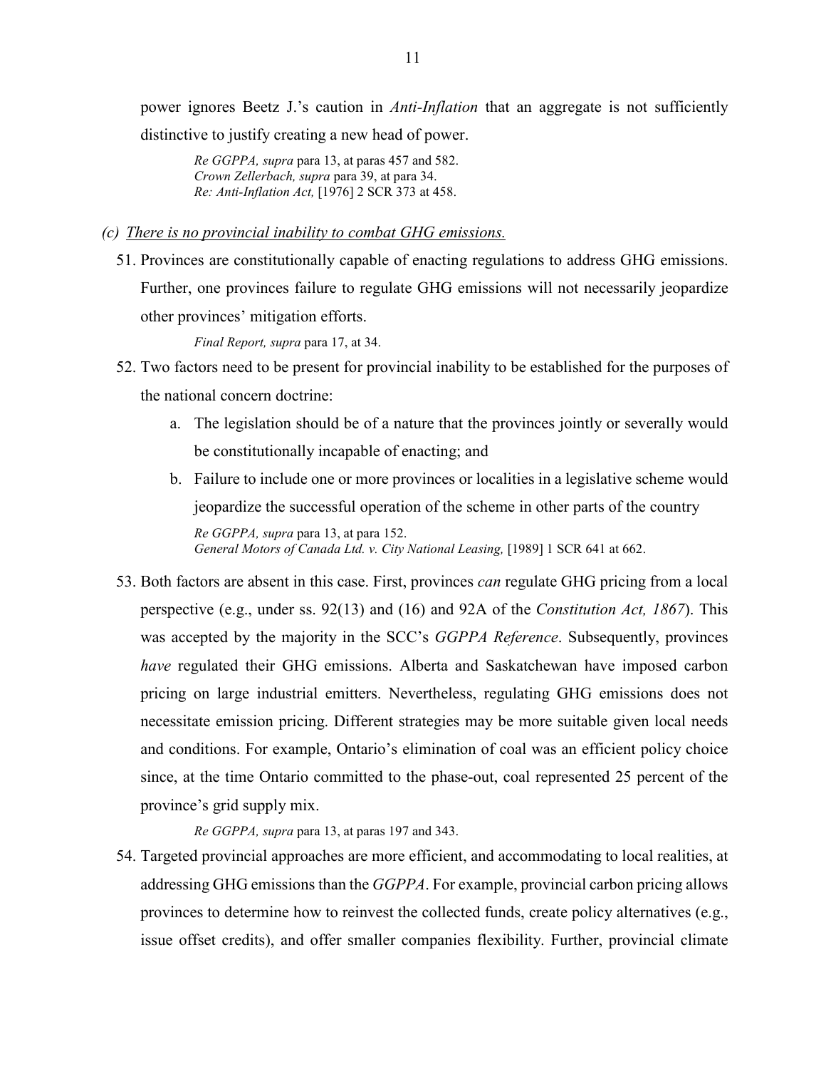power ignores Beetz J.'s caution in *Anti-Inflation* that an aggregate is not sufficiently distinctive to justify creating a new head of power.

> *Re GGPPA, supra* para 13, at paras 457 and 582.
> *Crown Zellerbach, supra* para 39, at para 34.
> *Re: Anti-Inflation Act,* [1976] 2 SCR 373 at 458.

*(c) There is no provincial inability to combat GHG emissions.*

51. Provinces are constitutionally capable of enacting regulations to address GHG emissions. Further, one provinces failure to regulate GHG emissions will not necessarily jeopardize other provinces' mitigation efforts.

> *Final Report, supra* para 17, at 34.

52. Two factors need to be present for provincial inability to be established for the purposes of the national concern doctrine:

    a. The legislation should be of a nature that the provinces jointly or severally would be constitutionally incapable of enacting; and

    b. Failure to include one or more provinces or localities in a legislative scheme would jeopardize the successful operation of the scheme in other parts of the country

    > *Re GGPPA, supra* para 13, at para 152.
    > *General Motors of Canada Ltd. v. City National Leasing,* [1989] 1 SCR 641 at 662.

53. Both factors are absent in this case. First, provinces *can* regulate GHG pricing from a local perspective (e.g., under ss. 92(13) and (16) and 92A of the *Constitution Act, 1867*). This was accepted by the majority in the SCC's *GGPPA Reference*. Subsequently, provinces *have* regulated their GHG emissions. Alberta and Saskatchewan have imposed carbon pricing on large industrial emitters. Nevertheless, regulating GHG emissions does not necessitate emission pricing. Different strategies may be more suitable given local needs and conditions. For example, Ontario's elimination of coal was an efficient policy choice since, at the time Ontario committed to the phase-out, coal represented 25 percent of the province's grid supply mix.

> *Re GGPPA, supra* para 13, at paras 197 and 343.

54. Targeted provincial approaches are more efficient, and accommodating to local realities, at addressing GHG emissions than the *GGPPA*. For example, provincial carbon pricing allows provinces to determine how to reinvest the collected funds, create policy alternatives (e.g., issue offset credits), and offer smaller companies flexibility. Further, provincial climate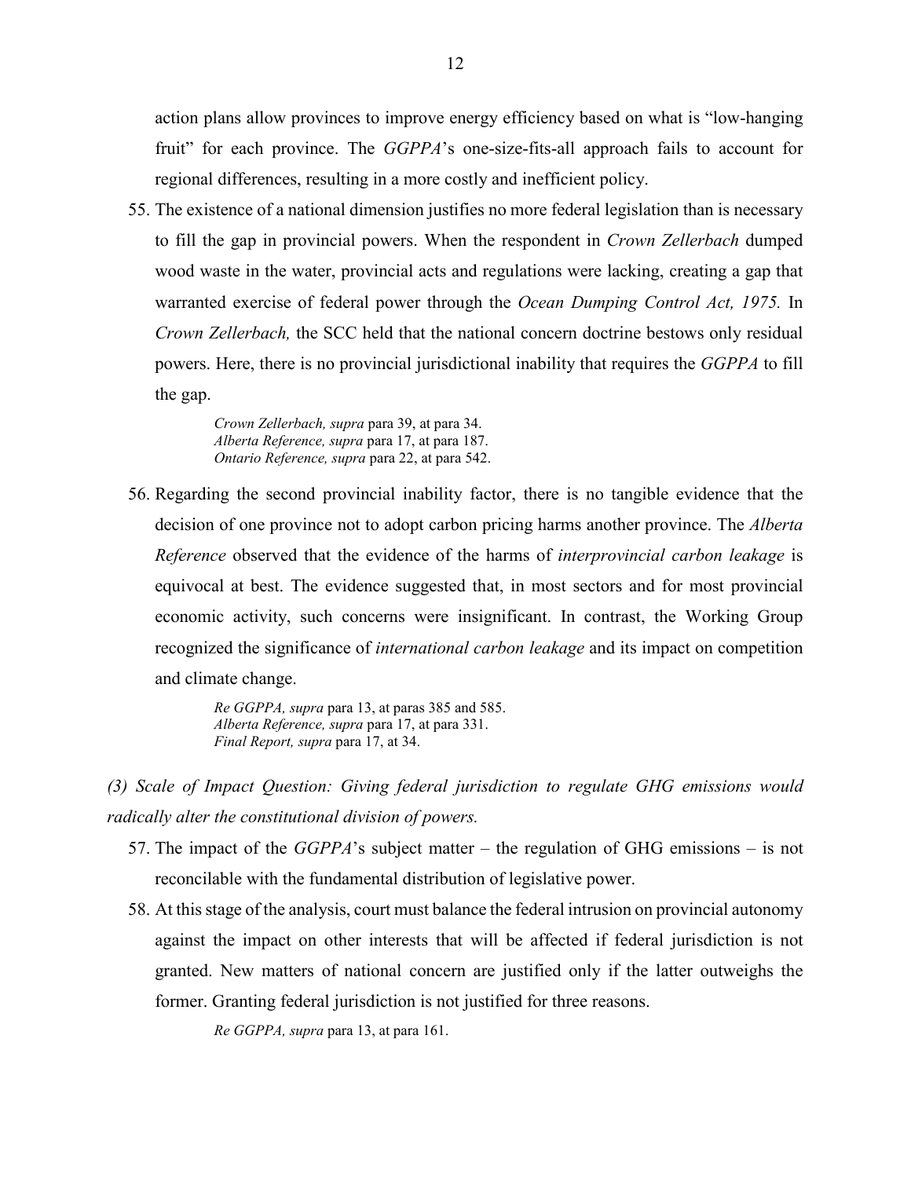action plans allow provinces to improve energy efficiency based on what is "low-hanging fruit" for each province. The *GGPPA*'s one-size-fits-all approach fails to account for regional differences, resulting in a more costly and inefficient policy.

55. The existence of a national dimension justifies no more federal legislation than is necessary to fill the gap in provincial powers. When the respondent in *Crown Zellerbach* dumped wood waste in the water, provincial acts and regulations were lacking, creating a gap that warranted exercise of federal power through the *Ocean Dumping Control Act, 1975.* In *Crown Zellerbach,* the SCC held that the national concern doctrine bestows only residual powers. Here, there is no provincial jurisdictional inability that requires the *GGPPA* to fill the gap.

    *Crown Zellerbach, supra* para 39, at para 34.
    *Alberta Reference, supra* para 17, at para 187.
    *Ontario Reference, supra* para 22, at para 542.

56. Regarding the second provincial inability factor, there is no tangible evidence that the decision of one province not to adopt carbon pricing harms another province. The *Alberta Reference* observed that the evidence of the harms of *interprovincial carbon leakage* is equivocal at best. The evidence suggested that, in most sectors and for most provincial economic activity, such concerns were insignificant. In contrast, the Working Group recognized the significance of *international carbon leakage* and its impact on competition and climate change.

    *Re GGPPA, supra* para 13, at paras 385 and 585.
    *Alberta Reference, supra* para 17, at para 331.
    *Final Report, supra* para 17, at 34.

*(3) Scale of Impact Question: Giving federal jurisdiction to regulate GHG emissions would radically alter the constitutional division of powers.*

57. The impact of the *GGPPA*'s subject matter – the regulation of GHG emissions – is not reconcilable with the fundamental distribution of legislative power.

58. At this stage of the analysis, court must balance the federal intrusion on provincial autonomy against the impact on other interests that will be affected if federal jurisdiction is not granted. New matters of national concern are justified only if the latter outweighs the former. Granting federal jurisdiction is not justified for three reasons.

    *Re GGPPA, supra* para 13, at para 161.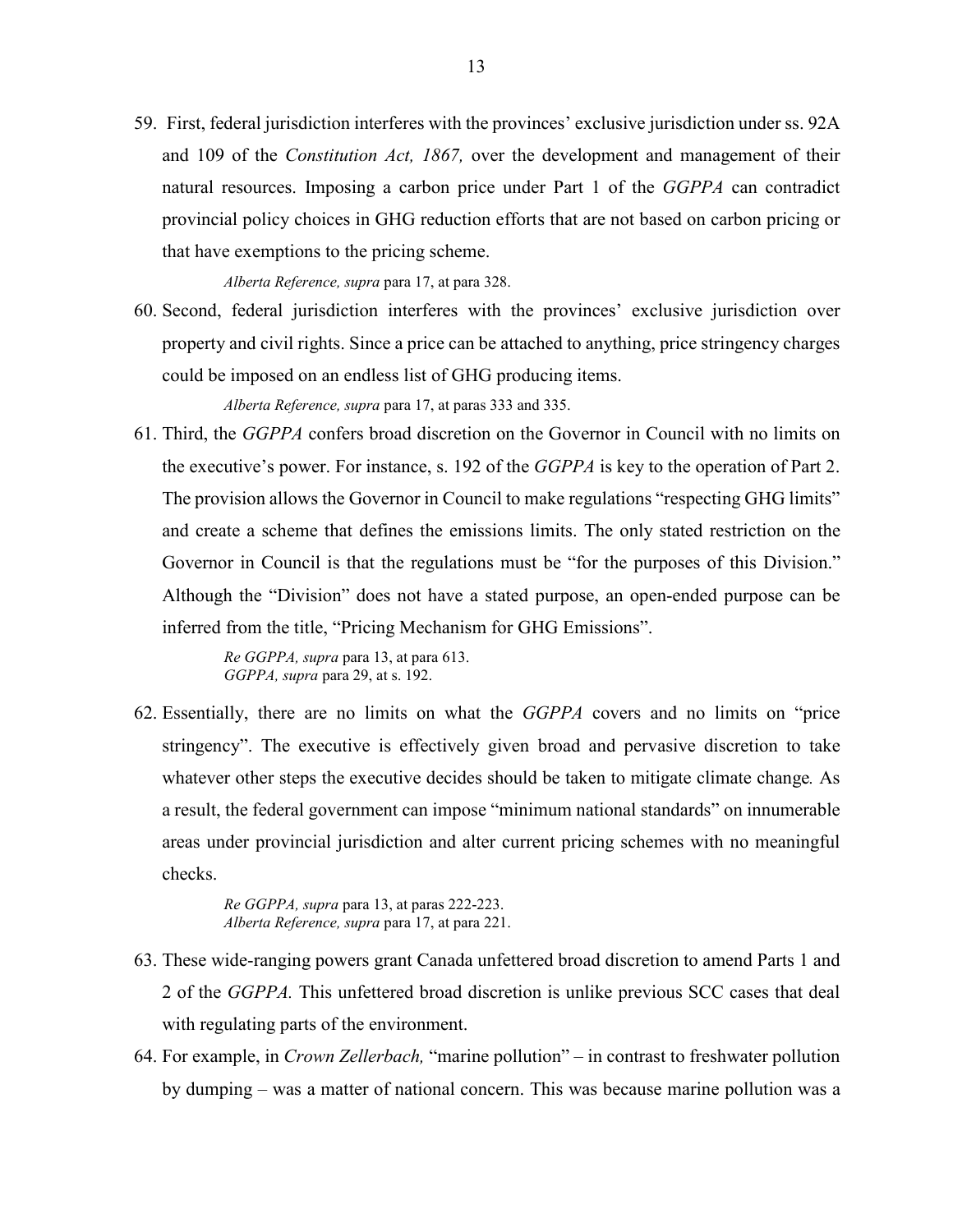59. First, federal jurisdiction interferes with the provinces' exclusive jurisdiction under ss. 92A and 109 of the *Constitution Act, 1867,* over the development and management of their natural resources. Imposing a carbon price under Part 1 of the *GGPPA* can contradict provincial policy choices in GHG reduction efforts that are not based on carbon pricing or that have exemptions to the pricing scheme.

    *Alberta Reference, supra* para 17, at para 328.

60. Second, federal jurisdiction interferes with the provinces' exclusive jurisdiction over property and civil rights. Since a price can be attached to anything, price stringency charges could be imposed on an endless list of GHG producing items.

    *Alberta Reference, supra* para 17, at paras 333 and 335.

61. Third, the *GGPPA* confers broad discretion on the Governor in Council with no limits on the executive's power. For instance, s. 192 of the *GGPPA* is key to the operation of Part 2. The provision allows the Governor in Council to make regulations "respecting GHG limits" and create a scheme that defines the emissions limits. The only stated restriction on the Governor in Council is that the regulations must be "for the purposes of this Division." Although the "Division" does not have a stated purpose, an open-ended purpose can be inferred from the title, "Pricing Mechanism for GHG Emissions".

    *Re GGPPA, supra* para 13, at para 613.
    *GGPPA, supra* para 29, at s. 192.

62. Essentially, there are no limits on what the *GGPPA* covers and no limits on "price stringency". The executive is effectively given broad and pervasive discretion to take whatever other steps the executive decides should be taken to mitigate climate change*.* As a result, the federal government can impose "minimum national standards" on innumerable areas under provincial jurisdiction and alter current pricing schemes with no meaningful checks.

    *Re GGPPA, supra* para 13, at paras 222-223.
    *Alberta Reference, supra* para 17, at para 221.

63. These wide-ranging powers grant Canada unfettered broad discretion to amend Parts 1 and 2 of the *GGPPA.* This unfettered broad discretion is unlike previous SCC cases that deal with regulating parts of the environment.

64. For example, in *Crown Zellerbach,* "marine pollution" – in contrast to freshwater pollution by dumping – was a matter of national concern. This was because marine pollution was a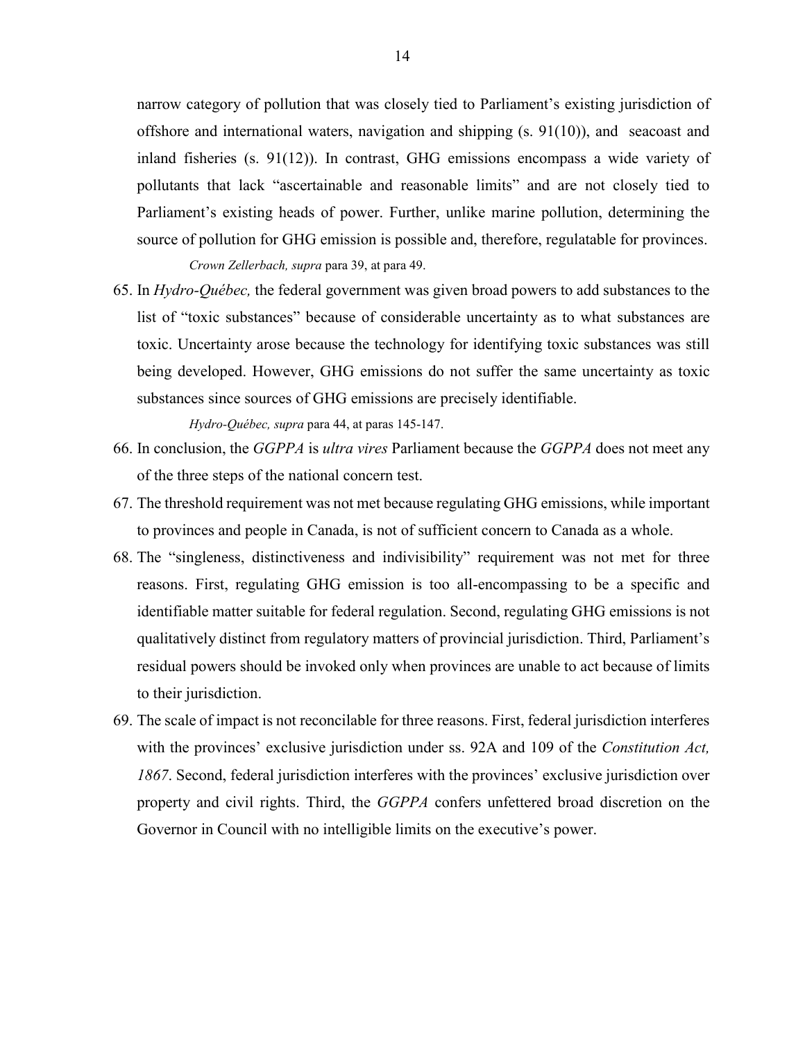narrow category of pollution that was closely tied to Parliament's existing jurisdiction of offshore and international waters, navigation and shipping (s. 91(10)), and seacoast and inland fisheries (s. 91(12)). In contrast, GHG emissions encompass a wide variety of pollutants that lack "ascertainable and reasonable limits" and are not closely tied to Parliament's existing heads of power. Further, unlike marine pollution, determining the source of pollution for GHG emission is possible and, therefore, regulatable for provinces.

*Crown Zellerbach, supra* para 39, at para 49.

65. In *Hydro-Québec,* the federal government was given broad powers to add substances to the list of "toxic substances" because of considerable uncertainty as to what substances are toxic. Uncertainty arose because the technology for identifying toxic substances was still being developed. However, GHG emissions do not suffer the same uncertainty as toxic substances since sources of GHG emissions are precisely identifiable.

*Hydro-Québec, supra* para 44, at paras 145-147.

66. In conclusion, the *GGPPA* is *ultra vires* Parliament because the *GGPPA* does not meet any of the three steps of the national concern test.
67. The threshold requirement was not met because regulating GHG emissions, while important to provinces and people in Canada, is not of sufficient concern to Canada as a whole.
68. The "singleness, distinctiveness and indivisibility" requirement was not met for three reasons. First, regulating GHG emission is too all-encompassing to be a specific and identifiable matter suitable for federal regulation. Second, regulating GHG emissions is not qualitatively distinct from regulatory matters of provincial jurisdiction. Third, Parliament's residual powers should be invoked only when provinces are unable to act because of limits to their jurisdiction.
69. The scale of impact is not reconcilable for three reasons. First, federal jurisdiction interferes with the provinces' exclusive jurisdiction under ss. 92A and 109 of the *Constitution Act, 1867*. Second, federal jurisdiction interferes with the provinces' exclusive jurisdiction over property and civil rights. Third, the *GGPPA* confers unfettered broad discretion on the Governor in Council with no intelligible limits on the executive's power.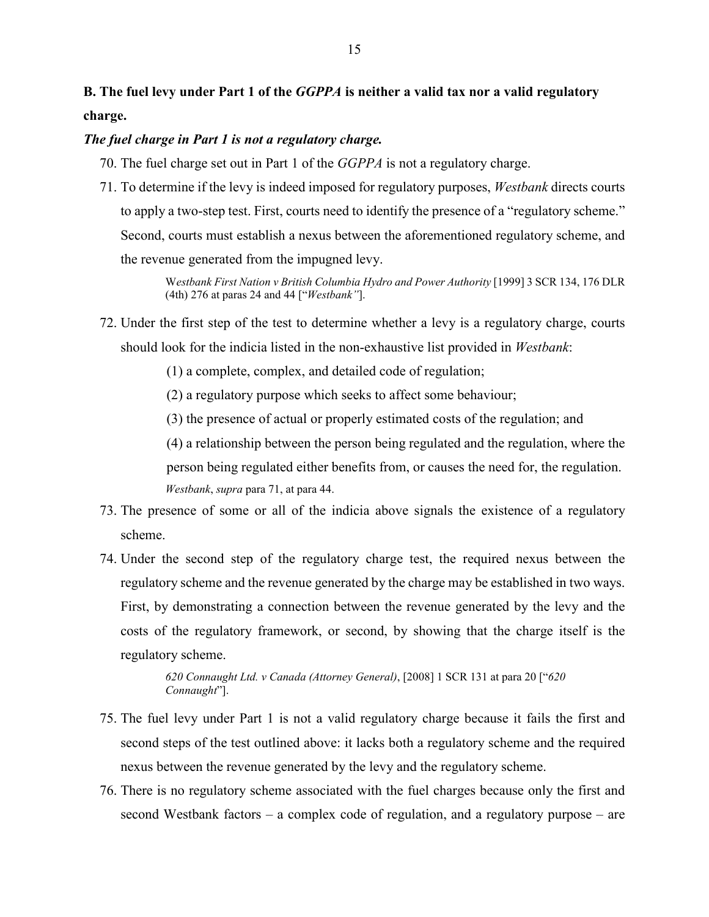**B. The fuel levy under Part 1 of the *GGPPA* is neither a valid tax nor a valid regulatory charge.**

***The fuel charge in Part 1 is not a regulatory charge.***

70. The fuel charge set out in Part 1 of the *GGPPA* is not a regulatory charge.

71. To determine if the levy is indeed imposed for regulatory purposes, *Westbank* directs courts to apply a two-step test. First, courts need to identify the presence of a "regulatory scheme." Second, courts must establish a nexus between the aforementioned regulatory scheme, and the revenue generated from the impugned levy.

    W*estbank First Nation v British Columbia Hydro and Power Authority* [1999] 3 SCR 134, 176 DLR (4th) 276 at paras 24 and 44 ["*Westbank"*].

72. Under the first step of the test to determine whether a levy is a regulatory charge, courts should look for the indicia listed in the non-exhaustive list provided in *Westbank*:

    (1) a complete, complex, and detailed code of regulation;

    (2) a regulatory purpose which seeks to affect some behaviour;

    (3) the presence of actual or properly estimated costs of the regulation; and

    (4) a relationship between the person being regulated and the regulation, where the person being regulated either benefits from, or causes the need for, the regulation.

    *Westbank*, *supra* para 71, at para 44.

73. The presence of some or all of the indicia above signals the existence of a regulatory scheme.

74. Under the second step of the regulatory charge test, the required nexus between the regulatory scheme and the revenue generated by the charge may be established in two ways. First, by demonstrating a connection between the revenue generated by the levy and the costs of the regulatory framework, or second, by showing that the charge itself is the regulatory scheme.

    *620 Connaught Ltd. v Canada (Attorney General)*, [2008] 1 SCR 131 at para 20 ["*620 Connaught*"].

75. The fuel levy under Part 1 is not a valid regulatory charge because it fails the first and second steps of the test outlined above: it lacks both a regulatory scheme and the required nexus between the revenue generated by the levy and the regulatory scheme.

76. There is no regulatory scheme associated with the fuel charges because only the first and second Westbank factors – a complex code of regulation, and a regulatory purpose – are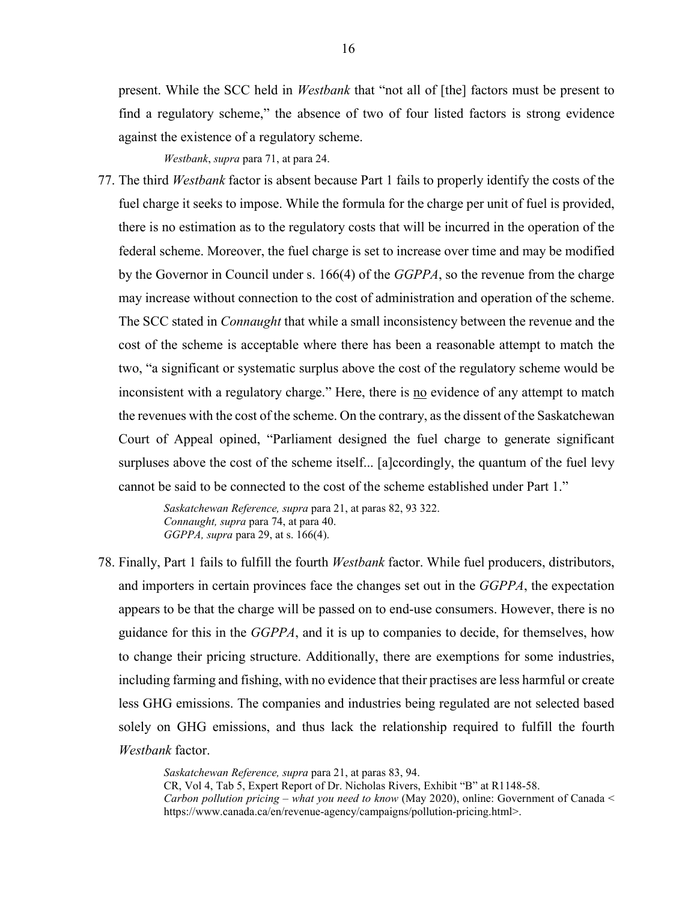present. While the SCC held in *Westbank* that "not all of [the] factors must be present to find a regulatory scheme," the absence of two of four listed factors is strong evidence against the existence of a regulatory scheme.

> *Westbank*, *supra* para 71, at para 24.

77. The third *Westbank* factor is absent because Part 1 fails to properly identify the costs of the fuel charge it seeks to impose. While the formula for the charge per unit of fuel is provided, there is no estimation as to the regulatory costs that will be incurred in the operation of the federal scheme. Moreover, the fuel charge is set to increase over time and may be modified by the Governor in Council under s. 166(4) of the *GGPPA*, so the revenue from the charge may increase without connection to the cost of administration and operation of the scheme. The SCC stated in *Connaught* that while a small inconsistency between the revenue and the cost of the scheme is acceptable where there has been a reasonable attempt to match the two, "a significant or systematic surplus above the cost of the regulatory scheme would be inconsistent with a regulatory charge." Here, there is <u>no</u> evidence of any attempt to match the revenues with the cost of the scheme. On the contrary, as the dissent of the Saskatchewan Court of Appeal opined, "Parliament designed the fuel charge to generate significant surpluses above the cost of the scheme itself... [a]ccordingly, the quantum of the fuel levy cannot be said to be connected to the cost of the scheme established under Part 1."

> *Saskatchewan Reference, supra* para 21, at paras 82, 93 322.
> *Connaught, supra* para 74, at para 40.
> *GGPPA, supra* para 29, at s. 166(4).

78. Finally, Part 1 fails to fulfill the fourth *Westbank* factor. While fuel producers, distributors, and importers in certain provinces face the changes set out in the *GGPPA*, the expectation appears to be that the charge will be passed on to end-use consumers. However, there is no guidance for this in the *GGPPA*, and it is up to companies to decide, for themselves, how to change their pricing structure. Additionally, there are exemptions for some industries, including farming and fishing, with no evidence that their practises are less harmful or create less GHG emissions. The companies and industries being regulated are not selected based solely on GHG emissions, and thus lack the relationship required to fulfill the fourth *Westbank* factor.

> *Saskatchewan Reference, supra* para 21, at paras 83, 94.
> CR, Vol 4, Tab 5, Expert Report of Dr. Nicholas Rivers, Exhibit "B" at R1148-58.
> *Carbon pollution pricing – what you need to know* (May 2020), online: Government of Canada < https://www.canada.ca/en/revenue-agency/campaigns/pollution-pricing.html>.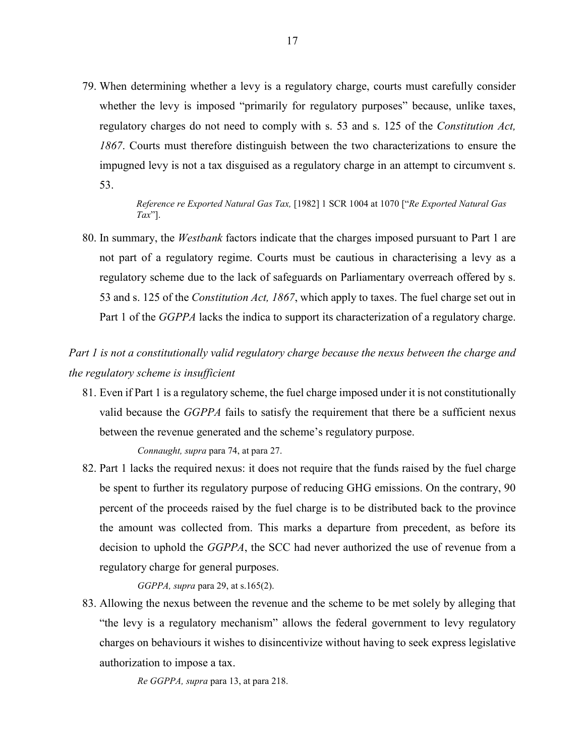79. When determining whether a levy is a regulatory charge, courts must carefully consider whether the levy is imposed "primarily for regulatory purposes" because, unlike taxes, regulatory charges do not need to comply with s. 53 and s. 125 of the *Constitution Act, 1867*. Courts must therefore distinguish between the two characterizations to ensure the impugned levy is not a tax disguised as a regulatory charge in an attempt to circumvent s. 53.

   > *Reference re Exported Natural Gas Tax,* [1982] 1 SCR 1004 at 1070 ["*Re Exported Natural Gas Tax*"].

80. In summary, the *Westbank* factors indicate that the charges imposed pursuant to Part 1 are not part of a regulatory regime. Courts must be cautious in characterising a levy as a regulatory scheme due to the lack of safeguards on Parliamentary overreach offered by s. 53 and s. 125 of the *Constitution Act, 1867*, which apply to taxes. The fuel charge set out in Part 1 of the *GGPPA* lacks the indica to support its characterization of a regulatory charge.

*Part 1 is not a constitutionally valid regulatory charge because the nexus between the charge and the regulatory scheme is insufficient*

81. Even if Part 1 is a regulatory scheme, the fuel charge imposed under it is not constitutionally valid because the *GGPPA* fails to satisfy the requirement that there be a sufficient nexus between the revenue generated and the scheme's regulatory purpose.

   > *Connaught, supra* para 74, at para 27.

82. Part 1 lacks the required nexus: it does not require that the funds raised by the fuel charge be spent to further its regulatory purpose of reducing GHG emissions. On the contrary, 90 percent of the proceeds raised by the fuel charge is to be distributed back to the province the amount was collected from. This marks a departure from precedent, as before its decision to uphold the *GGPPA*, the SCC had never authorized the use of revenue from a regulatory charge for general purposes.

   > *GGPPA, supra* para 29, at s.165(2).

83. Allowing the nexus between the revenue and the scheme to be met solely by alleging that "the levy is a regulatory mechanism" allows the federal government to levy regulatory charges on behaviours it wishes to disincentivize without having to seek express legislative authorization to impose a tax.

   > *Re GGPPA, supra* para 13, at para 218.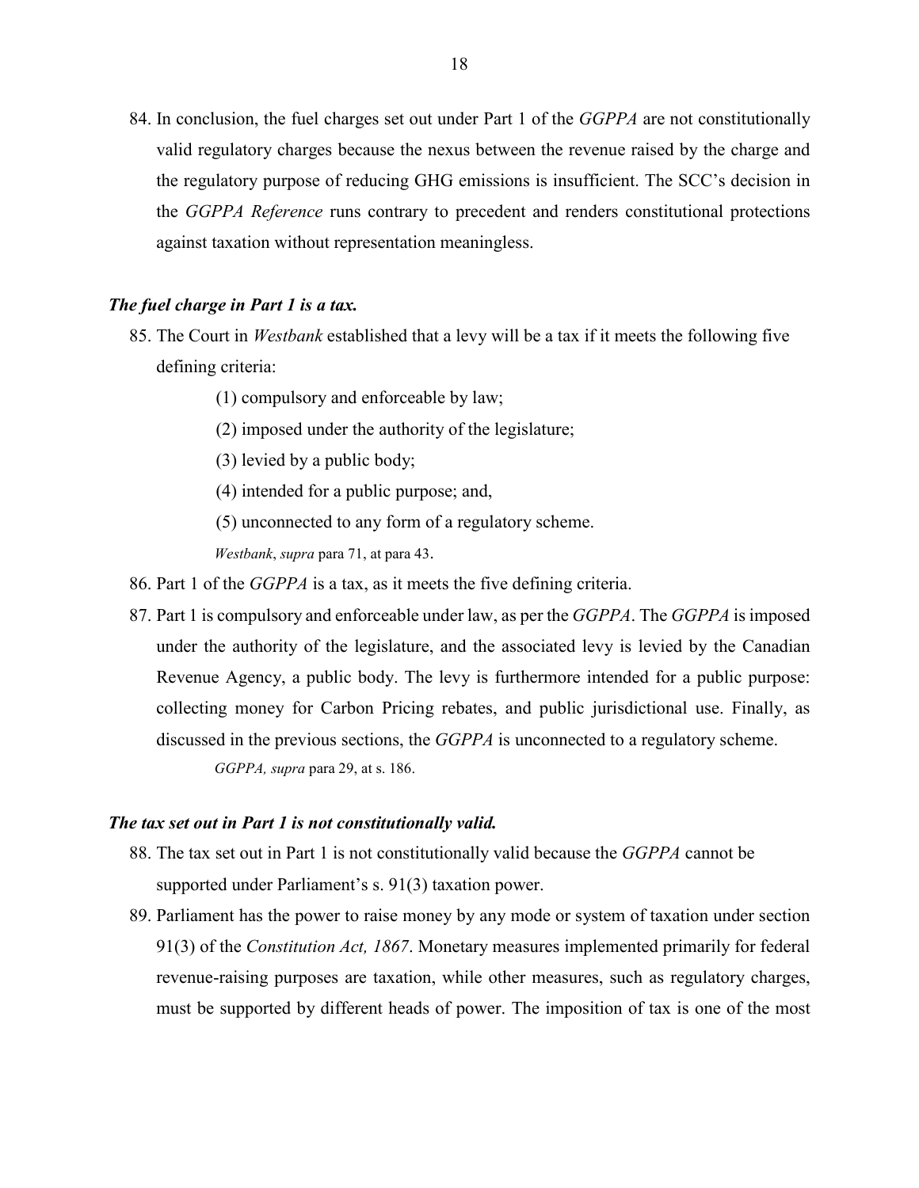84. In conclusion, the fuel charges set out under Part 1 of the *GGPPA* are not constitutionally valid regulatory charges because the nexus between the revenue raised by the charge and the regulatory purpose of reducing GHG emissions is insufficient. The SCC's decision in the *GGPPA Reference* runs contrary to precedent and renders constitutional protections against taxation without representation meaningless.

***The fuel charge in Part 1 is a tax.***

85. The Court in *Westbank* established that a levy will be a tax if it meets the following five defining criteria:

    (1) compulsory and enforceable by law;

    (2) imposed under the authority of the legislature;

    (3) levied by a public body;

    (4) intended for a public purpose; and,

    (5) unconnected to any form of a regulatory scheme.

    *Westbank*, *supra* para 71, at para 43.

86. Part 1 of the *GGPPA* is a tax, as it meets the five defining criteria.

87. Part 1 is compulsory and enforceable under law, as per the *GGPPA*. The *GGPPA* is imposed under the authority of the legislature, and the associated levy is levied by the Canadian Revenue Agency, a public body. The levy is furthermore intended for a public purpose: collecting money for Carbon Pricing rebates, and public jurisdictional use. Finally, as discussed in the previous sections, the *GGPPA* is unconnected to a regulatory scheme.

    *GGPPA, supra* para 29, at s. 186.

***The tax set out in Part 1 is not constitutionally valid.***

88. The tax set out in Part 1 is not constitutionally valid because the *GGPPA* cannot be supported under Parliament's s. 91(3) taxation power.

89. Parliament has the power to raise money by any mode or system of taxation under section 91(3) of the *Constitution Act, 1867*. Monetary measures implemented primarily for federal revenue-raising purposes are taxation, while other measures, such as regulatory charges, must be supported by different heads of power. The imposition of tax is one of the most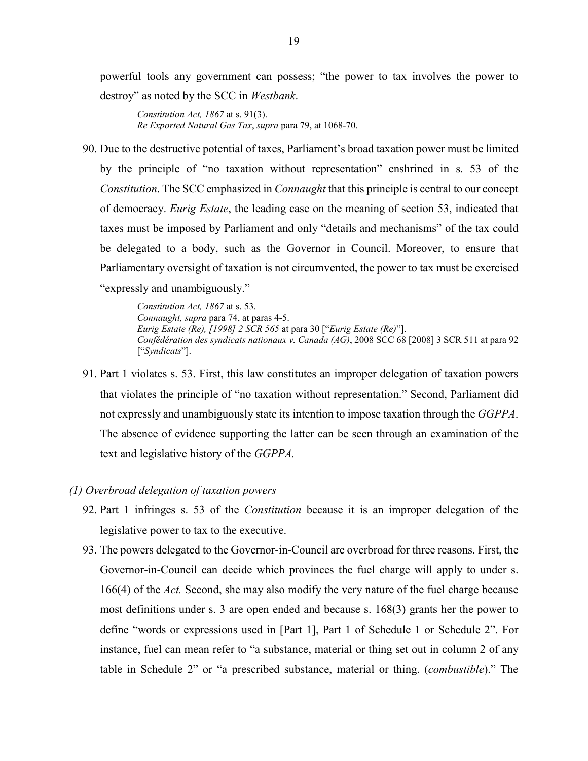powerful tools any government can possess; "the power to tax involves the power to destroy" as noted by the SCC in *Westbank*.

> *Constitution Act, 1867* at s. 91(3).
> *Re Exported Natural Gas Tax*, *supra* para 79, at 1068-70.

90. Due to the destructive potential of taxes, Parliament's broad taxation power must be limited by the principle of "no taxation without representation" enshrined in s. 53 of the *Constitution*. The SCC emphasized in *Connaught* that this principle is central to our concept of democracy. *Eurig Estate*, the leading case on the meaning of section 53, indicated that taxes must be imposed by Parliament and only "details and mechanisms" of the tax could be delegated to a body, such as the Governor in Council. Moreover, to ensure that Parliamentary oversight of taxation is not circumvented, the power to tax must be exercised "expressly and unambiguously."

> *Constitution Act, 1867* at s. 53.
> *Connaught, supra* para 74, at paras 4-5.
> *Eurig Estate (Re), [1998] 2 SCR 565* at para 30 ["*Eurig Estate (Re)*"].
> *Confédération des syndicats nationaux v. Canada (AG)*, 2008 SCC 68 [2008] 3 SCR 511 at para 92 ["*Syndicats*"].

91. Part 1 violates s. 53. First, this law constitutes an improper delegation of taxation powers that violates the principle of "no taxation without representation." Second, Parliament did not expressly and unambiguously state its intention to impose taxation through the *GGPPA*. The absence of evidence supporting the latter can be seen through an examination of the text and legislative history of the *GGPPA.*

*(1) Overbroad delegation of taxation powers*

92. Part 1 infringes s. 53 of the *Constitution* because it is an improper delegation of the legislative power to tax to the executive.

93. The powers delegated to the Governor-in-Council are overbroad for three reasons. First, the Governor-in-Council can decide which provinces the fuel charge will apply to under s. 166(4) of the *Act.* Second, she may also modify the very nature of the fuel charge because most definitions under s. 3 are open ended and because s. 168(3) grants her the power to define "words or expressions used in [Part 1], Part 1 of Schedule 1 or Schedule 2". For instance, fuel can mean refer to "a substance, material or thing set out in column 2 of any table in Schedule 2" or "a prescribed substance, material or thing. (*combustible*)." The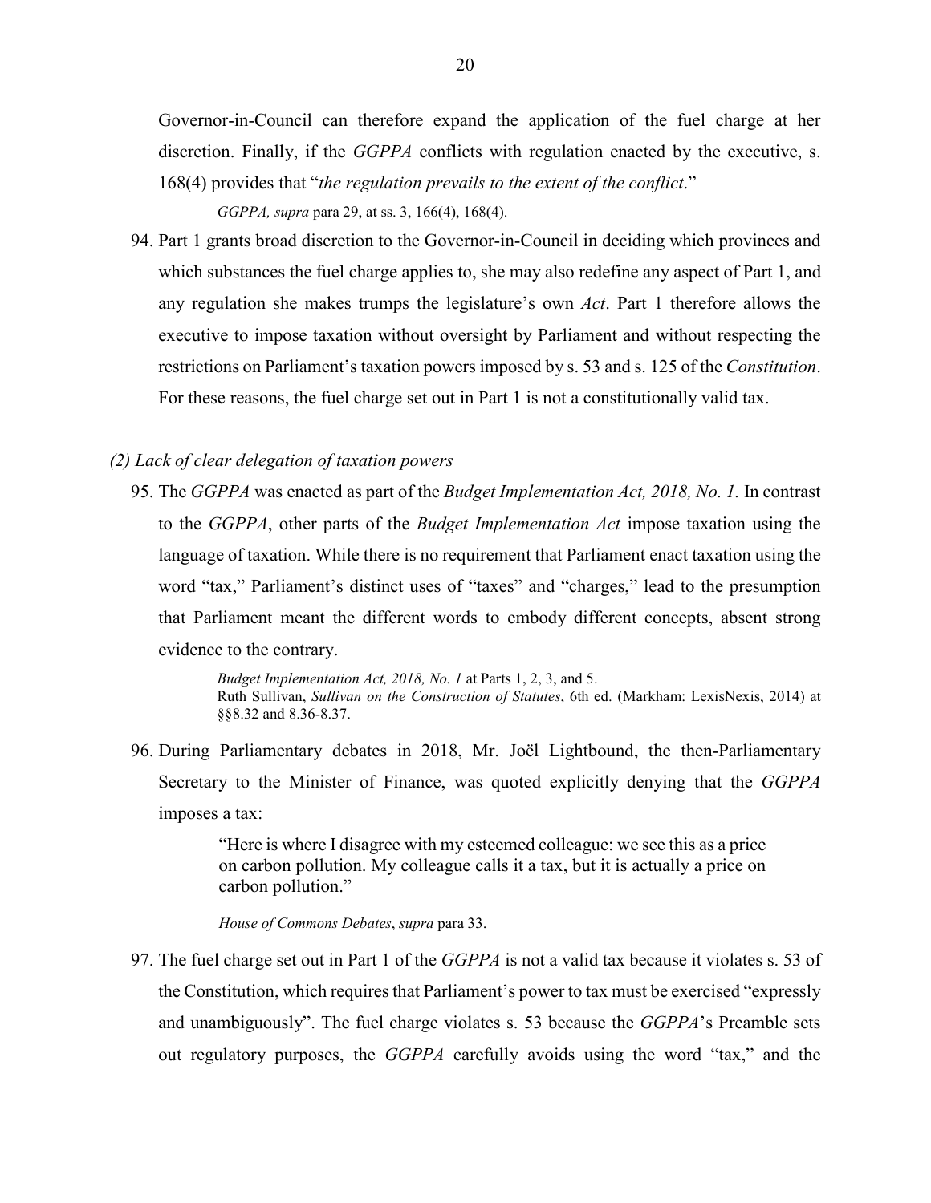Governor-in-Council can therefore expand the application of the fuel charge at her discretion. Finally, if the *GGPPA* conflicts with regulation enacted by the executive, s. 168(4) provides that "*the regulation prevails to the extent of the conflict*."

> *GGPPA, supra* para 29, at ss. 3, 166(4), 168(4).

94. Part 1 grants broad discretion to the Governor-in-Council in deciding which provinces and which substances the fuel charge applies to, she may also redefine any aspect of Part 1, and any regulation she makes trumps the legislature's own *Act*. Part 1 therefore allows the executive to impose taxation without oversight by Parliament and without respecting the restrictions on Parliament's taxation powers imposed by s. 53 and s. 125 of the *Constitution*. For these reasons, the fuel charge set out in Part 1 is not a constitutionally valid tax.

*(2) Lack of clear delegation of taxation powers*

95. The *GGPPA* was enacted as part of the *Budget Implementation Act, 2018, No. 1.* In contrast to the *GGPPA*, other parts of the *Budget Implementation Act* impose taxation using the language of taxation. While there is no requirement that Parliament enact taxation using the word "tax," Parliament's distinct uses of "taxes" and "charges," lead to the presumption that Parliament meant the different words to embody different concepts, absent strong evidence to the contrary.

> *Budget Implementation Act, 2018, No. 1* at Parts 1, 2, 3, and 5.
> Ruth Sullivan, *Sullivan on the Construction of Statutes*, 6th ed. (Markham: LexisNexis, 2014) at §§8.32 and 8.36-8.37.

96. During Parliamentary debates in 2018, Mr. Joël Lightbound, the then-Parliamentary Secretary to the Minister of Finance, was quoted explicitly denying that the *GGPPA* imposes a tax:

> "Here is where I disagree with my esteemed colleague: we see this as a price on carbon pollution. My colleague calls it a tax, but it is actually a price on carbon pollution."
>
> *House of Commons Debates*, *supra* para 33.

97. The fuel charge set out in Part 1 of the *GGPPA* is not a valid tax because it violates s. 53 of the Constitution, which requires that Parliament's power to tax must be exercised "expressly and unambiguously". The fuel charge violates s. 53 because the *GGPPA*'s Preamble sets out regulatory purposes, the *GGPPA* carefully avoids using the word "tax," and the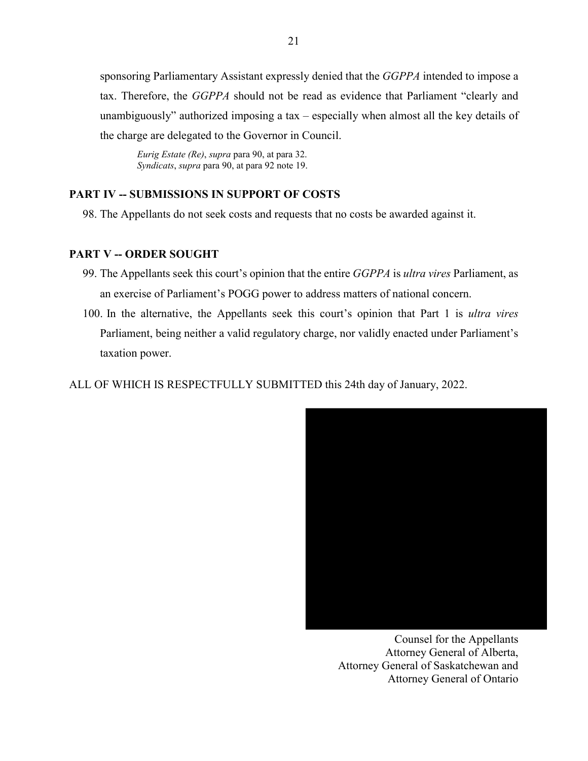sponsoring Parliamentary Assistant expressly denied that the *GGPPA* intended to impose a tax. Therefore, the *GGPPA* should not be read as evidence that Parliament "clearly and unambiguously" authorized imposing a tax – especially when almost all the key details of the charge are delegated to the Governor in Council.

> *Eurig Estate (Re)*, *supra* para 90, at para 32.
> *Syndicats*, *supra* para 90, at para 92 note 19.

## PART IV -- SUBMISSIONS IN SUPPORT OF COSTS

98. The Appellants do not seek costs and requests that no costs be awarded against it.

## PART V -- ORDER SOUGHT

99. The Appellants seek this court's opinion that the entire *GGPPA* is *ultra vires* Parliament, as an exercise of Parliament's POGG power to address matters of national concern.

100. In the alternative, the Appellants seek this court's opinion that Part 1 is *ultra vires* Parliament, being neither a valid regulatory charge, nor validly enacted under Parliament's taxation power.

ALL OF WHICH IS RESPECTFULLY SUBMITTED this 24th day of January, 2022.

Counsel for the Appellants
Attorney General of Alberta,
Attorney General of Saskatchewan and
Attorney General of Ontario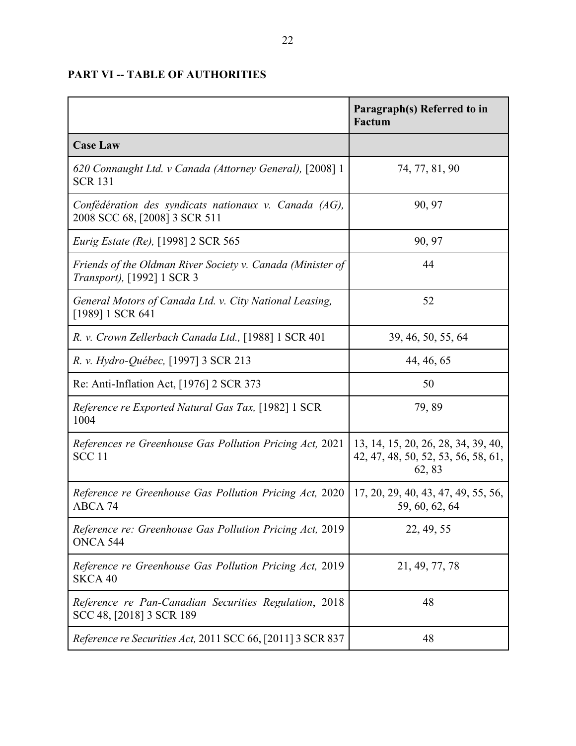## PART VI -- TABLE OF AUTHORITIES

| | **Paragraph(s) Referred to in Factum** |
|---|---|
| **Case Law** | |
| *620 Connaught Ltd. v Canada (Attorney General),* [2008] 1 SCR 131 | 74, 77, 81, 90 |
| *Confédération des syndicats nationaux v. Canada (AG),* 2008 SCC 68, [2008] 3 SCR 511 | 90, 97 |
| *Eurig Estate (Re),* [1998] 2 SCR 565 | 90, 97 |
| *Friends of the Oldman River Society v. Canada (Minister of Transport),* [1992] 1 SCR 3 | 44 |
| *General Motors of Canada Ltd. v. City National Leasing,* [1989] 1 SCR 641 | 52 |
| *R. v. Crown Zellerbach Canada Ltd.,* [1988] 1 SCR 401 | 39, 46, 50, 55, 64 |
| *R. v. Hydro-Québec,* [1997] 3 SCR 213 | 44, 46, 65 |
| Re: Anti-Inflation Act, [1976] 2 SCR 373 | 50 |
| *Reference re Exported Natural Gas Tax,* [1982] 1 SCR 1004 | 79, 89 |
| *References re Greenhouse Gas Pollution Pricing Act,* 2021 SCC 11 | 13, 14, 15, 20, 26, 28, 34, 39, 40, 42, 47, 48, 50, 52, 53, 56, 58, 61, 62, 83 |
| *Reference re Greenhouse Gas Pollution Pricing Act,* 2020 ABCA 74 | 17, 20, 29, 40, 43, 47, 49, 55, 56, 59, 60, 62, 64 |
| *Reference re: Greenhouse Gas Pollution Pricing Act,* 2019 ONCA 544 | 22, 49, 55 |
| *Reference re Greenhouse Gas Pollution Pricing Act,* 2019 SKCA 40 | 21, 49, 77, 78 |
| *Reference re Pan-Canadian Securities Regulation*, 2018 SCC 48, [2018] 3 SCR 189 | 48 |
| *Reference re Securities Act,* 2011 SCC 66, [2011] 3 SCR 837 | 48 |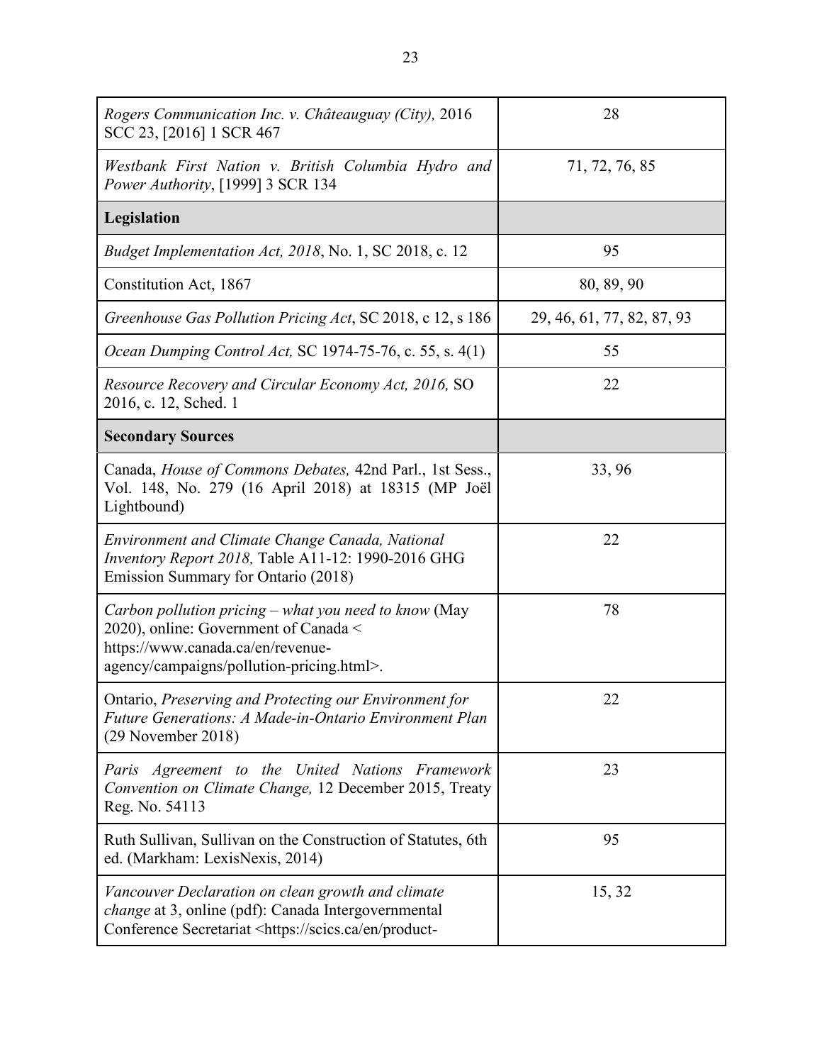| | |
|---|---|
| *Rogers Communication Inc. v. Châteauguay (City),* 2016 SCC 23, [2016] 1 SCR 467 | 28 |
| *Westbank First Nation v. British Columbia Hydro and Power Authority*, [1999] 3 SCR 134 | 71, 72, 76, 85 |
| **Legislation** | |
| *Budget Implementation Act, 2018*, No. 1, SC 2018, c. 12 | 95 |
| Constitution Act, 1867 | 80, 89, 90 |
| *Greenhouse Gas Pollution Pricing Act*, SC 2018, c 12, s 186 | 29, 46, 61, 77, 82, 87, 93 |
| *Ocean Dumping Control Act,* SC 1974-75-76, c. 55, s. 4(1) | 55 |
| *Resource Recovery and Circular Economy Act, 2016,* SO 2016, c. 12, Sched. 1 | 22 |
| **Secondary Sources** | |
| Canada, *House of Commons Debates,* 42nd Parl., 1st Sess., Vol. 148, No. 279 (16 April 2018) at 18315 (MP Joël Lightbound) | 33, 96 |
| *Environment and Climate Change Canada, National Inventory Report 2018,* Table A11-12: 1990-2016 GHG Emission Summary for Ontario (2018) | 22 |
| *Carbon pollution pricing – what you need to know* (May 2020), online: Government of Canada < https://www.canada.ca/en/revenue-agency/campaigns/pollution-pricing.html>. | 78 |
| Ontario, *Preserving and Protecting our Environment for Future Generations: A Made-in-Ontario Environment Plan* (29 November 2018) | 22 |
| *Paris Agreement to the United Nations Framework Convention on Climate Change,* 12 December 2015, Treaty Reg. No. 54113 | 23 |
| Ruth Sullivan, Sullivan on the Construction of Statutes, 6th ed. (Markham: LexisNexis, 2014) | 95 |
| *Vancouver Declaration on clean growth and climate change* at 3, online (pdf): Canada Intergovernmental Conference Secretariat <https://scics.ca/en/product- | 15, 32 |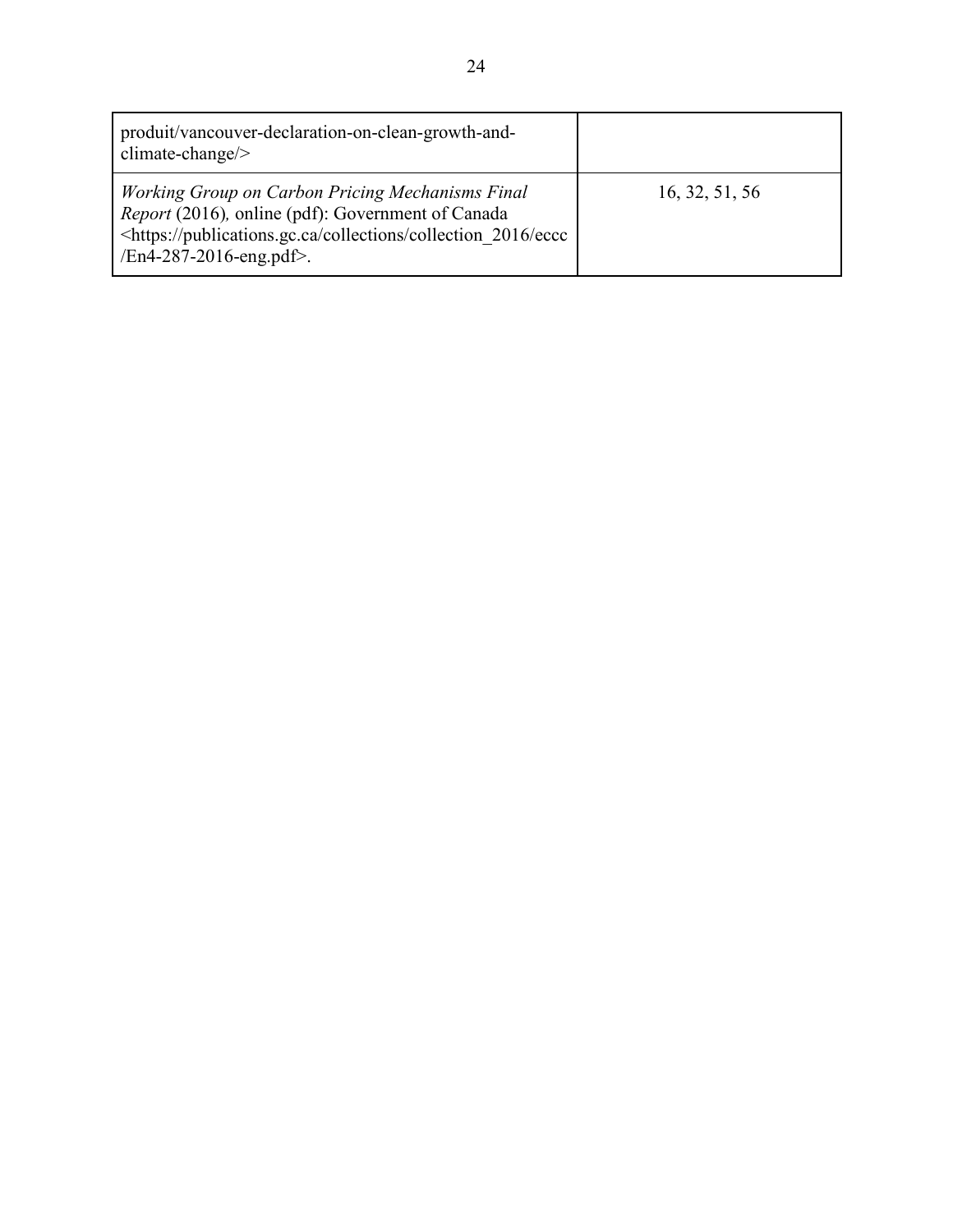| | |
|---|---|
| produit/vancouver-declaration-on-clean-growth-and-climate-change/> | |
| *Working Group on Carbon Pricing Mechanisms Final Report* (2016)*,* online (pdf): Government of Canada <https://publications.gc.ca/collections/collection_2016/eccc/En4-287-2016-eng.pdf>. | 16, 32, 51, 56 |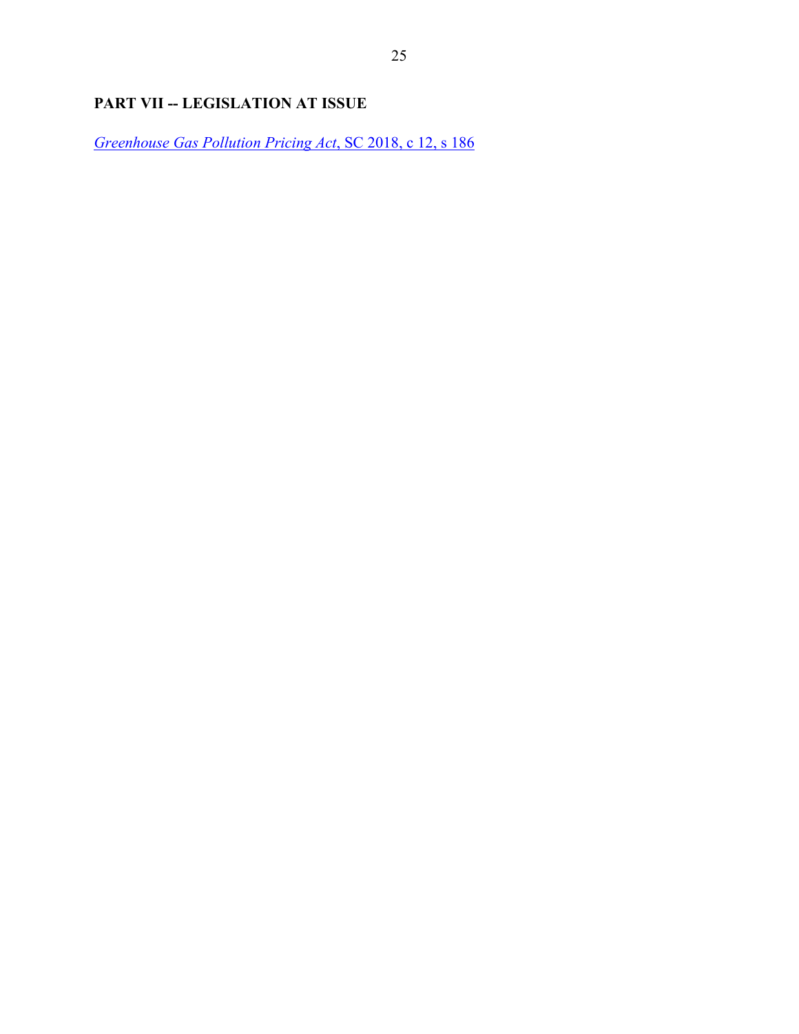## PART VII -- LEGISLATION AT ISSUE

*Greenhouse Gas Pollution Pricing Act*, SC 2018, c 12, s 186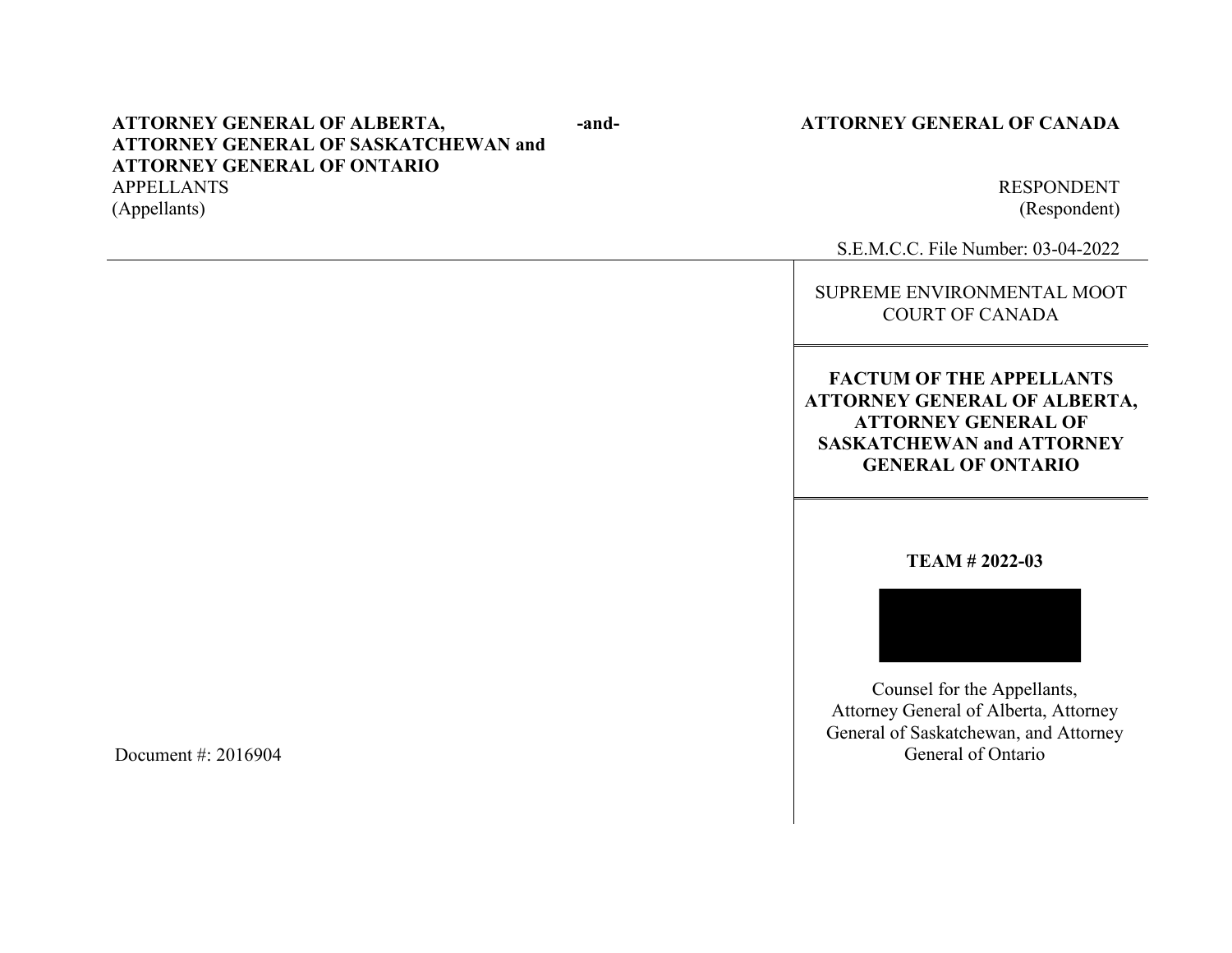**ATTORNEY GENERAL OF ALBERTA, ATTORNEY GENERAL OF SASKATCHEWAN and ATTORNEY GENERAL OF ONTARIO**
APPELLANTS
(Appellants)

**-and-**

**ATTORNEY GENERAL OF CANADA**
RESPONDENT
(Respondent)

S.E.M.C.C. File Number: 03-04-2022

SUPREME ENVIRONMENTAL MOOT COURT OF CANADA

**FACTUM OF THE APPELLANTS ATTORNEY GENERAL OF ALBERTA, ATTORNEY GENERAL OF SASKATCHEWAN and ATTORNEY GENERAL OF ONTARIO**

**TEAM # 2022-03**

Counsel for the Appellants, Attorney General of Alberta, Attorney General of Saskatchewan, and Attorney General of Ontario

Document #: 2016904